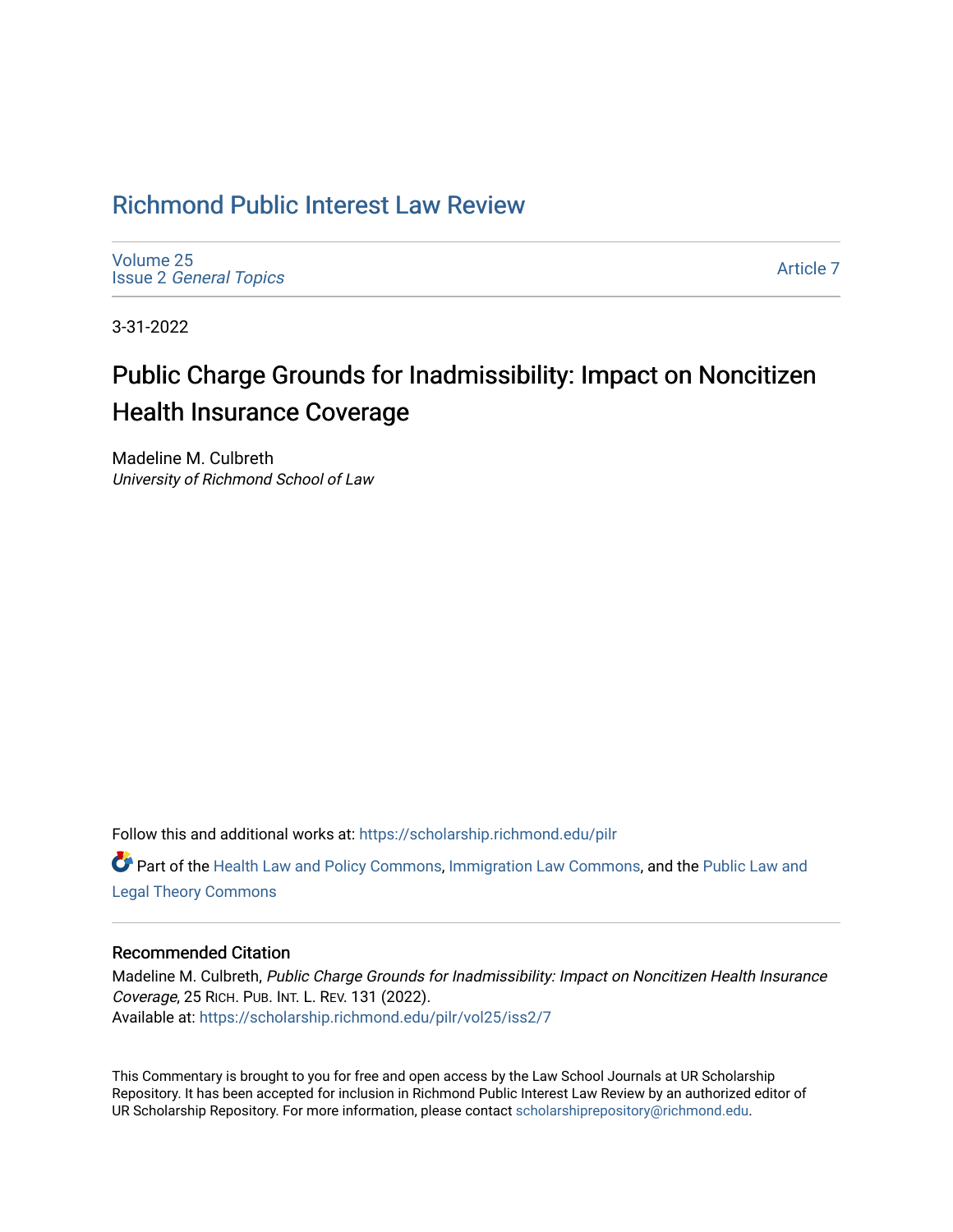# Richmond Public Interest Law Review

Volume 25
Issue 2 *General Topics*

Article 7

3-31-2022

## Public Charge Grounds for Inadmissibility: Impact on Noncitizen Health Insurance Coverage

Madeline M. Culbreth
*University of Richmond School of Law*

Follow this and additional works at: https://scholarship.richmond.edu/pilr

Part of the Health Law and Policy Commons, Immigration Law Commons, and the Public Law and Legal Theory Commons

### Recommended Citation

Madeline M. Culbreth, *Public Charge Grounds for Inadmissibility: Impact on Noncitizen Health Insurance Coverage*, 25 RICH. PUB. INT. L. REV. 131 (2022).
Available at: https://scholarship.richmond.edu/pilr/vol25/iss2/7

This Commentary is brought to you for free and open access by the Law School Journals at UR Scholarship Repository. It has been accepted for inclusion in Richmond Public Interest Law Review by an authorized editor of UR Scholarship Repository. For more information, please contact scholarshiprepository@richmond.edu.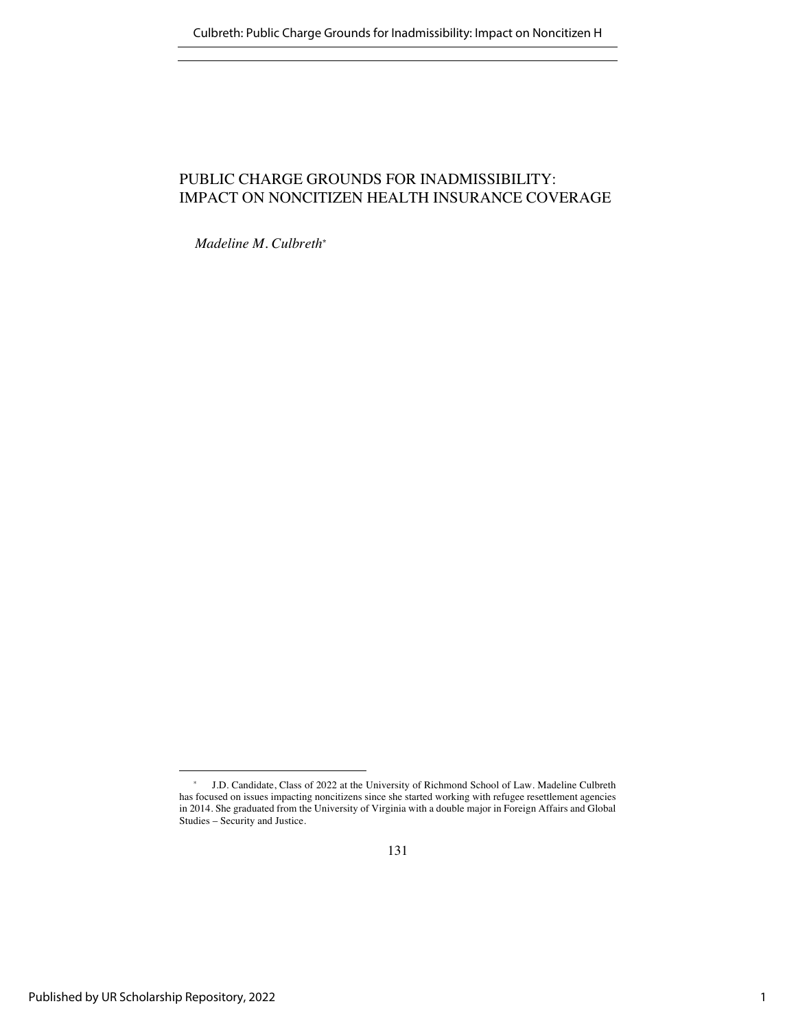# PUBLIC CHARGE GROUNDS FOR INADMISSIBILITY: IMPACT ON NONCITIZEN HEALTH INSURANCE COVERAGE

*Madeline M. Culbreth*[*]

[*] J.D. Candidate, Class of 2022 at the University of Richmond School of Law. Madeline Culbreth has focused on issues impacting noncitizens since she started working with refugee resettlement agencies in 2014. She graduated from the University of Virginia with a double major in Foreign Affairs and Global Studies – Security and Justice.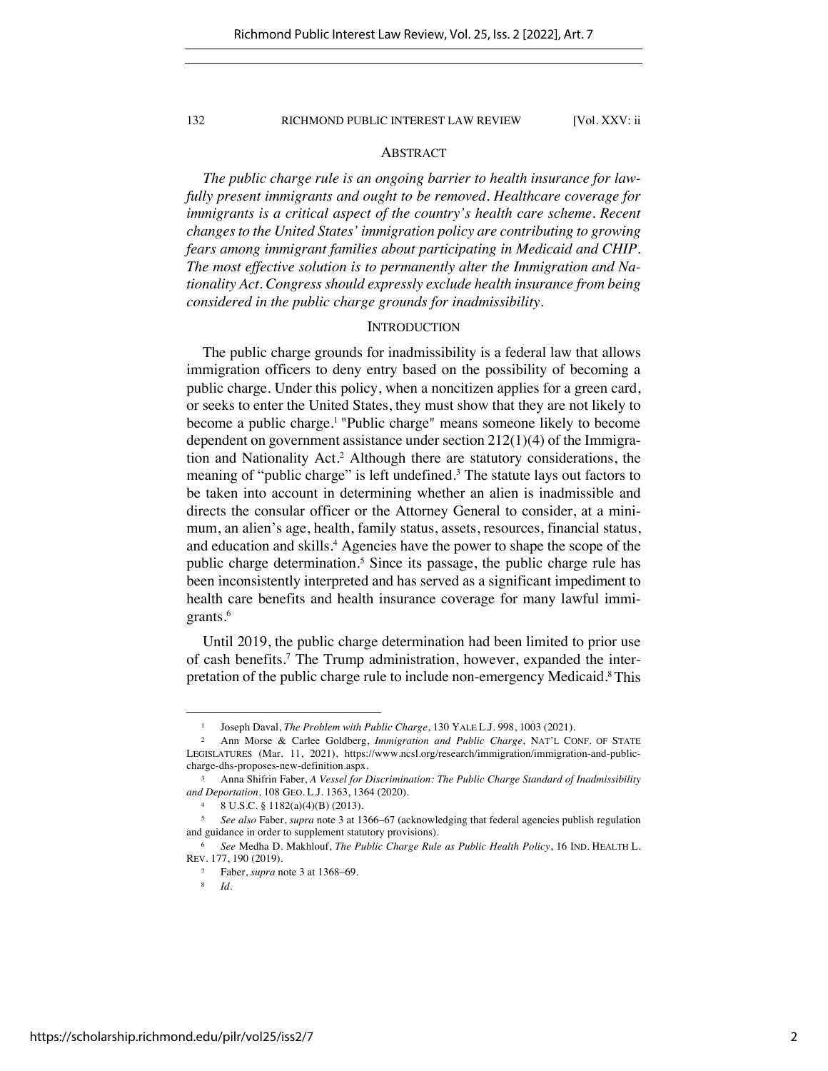## ABSTRACT

*The public charge rule is an ongoing barrier to health insurance for lawfully present immigrants and ought to be removed. Healthcare coverage for immigrants is a critical aspect of the country's health care scheme. Recent changes to the United States' immigration policy are contributing to growing fears among immigrant families about participating in Medicaid and CHIP. The most effective solution is to permanently alter the Immigration and Nationality Act. Congress should expressly exclude health insurance from being considered in the public charge grounds for inadmissibility.*

## INTRODUCTION

The public charge grounds for inadmissibility is a federal law that allows immigration officers to deny entry based on the possibility of becoming a public charge. Under this policy, when a noncitizen applies for a green card, or seeks to enter the United States, they must show that they are not likely to become a public charge.[1] "Public charge" means someone likely to become dependent on government assistance under section 212(1)(4) of the Immigration and Nationality Act.[2] Although there are statutory considerations, the meaning of "public charge" is left undefined.[3] The statute lays out factors to be taken into account in determining whether an alien is inadmissible and directs the consular officer or the Attorney General to consider, at a minimum, an alien's age, health, family status, assets, resources, financial status, and education and skills.[4] Agencies have the power to shape the scope of the public charge determination.[5] Since its passage, the public charge rule has been inconsistently interpreted and has served as a significant impediment to health care benefits and health insurance coverage for many lawful immigrants.[6]

Until 2019, the public charge determination had been limited to prior use of cash benefits.[7] The Trump administration, however, expanded the interpretation of the public charge rule to include non-emergency Medicaid.[8] This

---

[1] Joseph Daval, *The Problem with Public Charge*, 130 YALE L.J. 998, 1003 (2021).

[2] Ann Morse & Carlee Goldberg, *Immigration and Public Charge*, NAT'L CONF. OF STATE LEGISLATURES (Mar. 11, 2021), https://www.ncsl.org/research/immigration/immigration-and-public-charge-dhs-proposes-new-definition.aspx.

[3] Anna Shifrin Faber, *A Vessel for Discrimination: The Public Charge Standard of Inadmissibility and Deportation*, 108 GEO. L.J. 1363, 1364 (2020).

[4] 8 U.S.C. § 1182(a)(4)(B) (2013).

[5] *See also* Faber, *supra* note 3 at 1366–67 (acknowledging that federal agencies publish regulation and guidance in order to supplement statutory provisions).

[6] *See* Medha D. Makhlouf, *The Public Charge Rule as Public Health Policy*, 16 IND. HEALTH L. REV. 177, 190 (2019).

[7] Faber, *supra* note 3 at 1368–69.

[8] *Id.*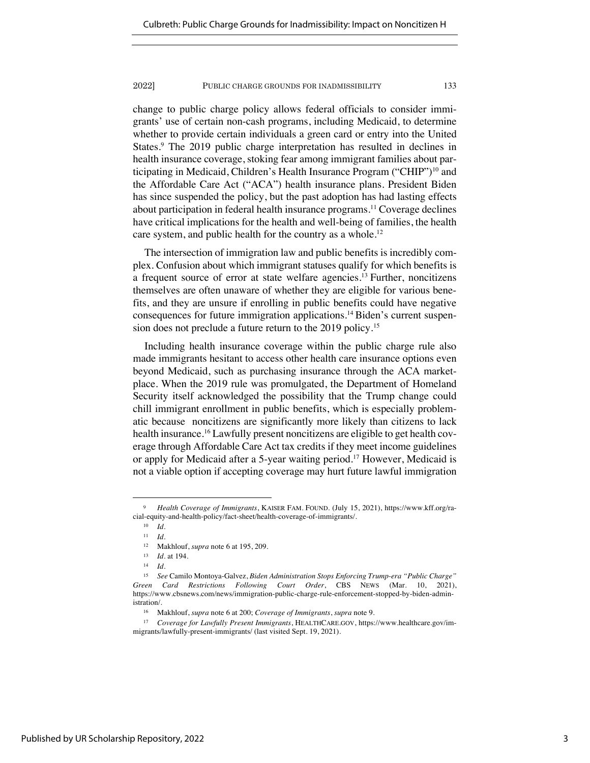change to public charge policy allows federal officials to consider immigrants' use of certain non-cash programs, including Medicaid, to determine whether to provide certain individuals a green card or entry into the United States.[9] The 2019 public charge interpretation has resulted in declines in health insurance coverage, stoking fear among immigrant families about participating in Medicaid, Children's Health Insurance Program ("CHIP")[10] and the Affordable Care Act ("ACA") health insurance plans. President Biden has since suspended the policy, but the past adoption has had lasting effects about participation in federal health insurance programs.[11] Coverage declines have critical implications for the health and well-being of families, the health care system, and public health for the country as a whole.[12]

The intersection of immigration law and public benefits is incredibly complex. Confusion about which immigrant statuses qualify for which benefits is a frequent source of error at state welfare agencies.[13] Further, noncitizens themselves are often unaware of whether they are eligible for various benefits, and they are unsure if enrolling in public benefits could have negative consequences for future immigration applications.[14] Biden's current suspension does not preclude a future return to the 2019 policy.[15]

Including health insurance coverage within the public charge rule also made immigrants hesitant to access other health care insurance options even beyond Medicaid, such as purchasing insurance through the ACA marketplace. When the 2019 rule was promulgated, the Department of Homeland Security itself acknowledged the possibility that the Trump change could chill immigrant enrollment in public benefits, which is especially problematic because noncitizens are significantly more likely than citizens to lack health insurance.[16] Lawfully present noncitizens are eligible to get health coverage through Affordable Care Act tax credits if they meet income guidelines or apply for Medicaid after a 5-year waiting period.[17] However, Medicaid is not a viable option if accepting coverage may hurt future lawful immigration

---

[9] *Health Coverage of Immigrants*, KAISER FAM. FOUND. (July 15, 2021), https://www.kff.org/racial-equity-and-health-policy/fact-sheet/health-coverage-of-immigrants/.

[10] *Id.*

[11] *Id.*

[12] Makhlouf, *supra* note 6 at 195, 209.

[13] *Id.* at 194.

[14] *Id.*

[15] *See* Camilo Montoya-Galvez, *Biden Administration Stops Enforcing Trump-era "Public Charge" Green Card Restrictions Following Court Order*, CBS NEWS (Mar. 10, 2021), https://www.cbsnews.com/news/immigration-public-charge-rule-enforcement-stopped-by-biden-administration/.

[16] Makhlouf, *supra* note 6 at 200; *Coverage of Immigrants*, *supra* note 9.

[17] *Coverage for Lawfully Present Immigrants*, HEALTHCARE.GOV, https://www.healthcare.gov/immigrants/lawfully-present-immigrants/ (last visited Sept. 19, 2021).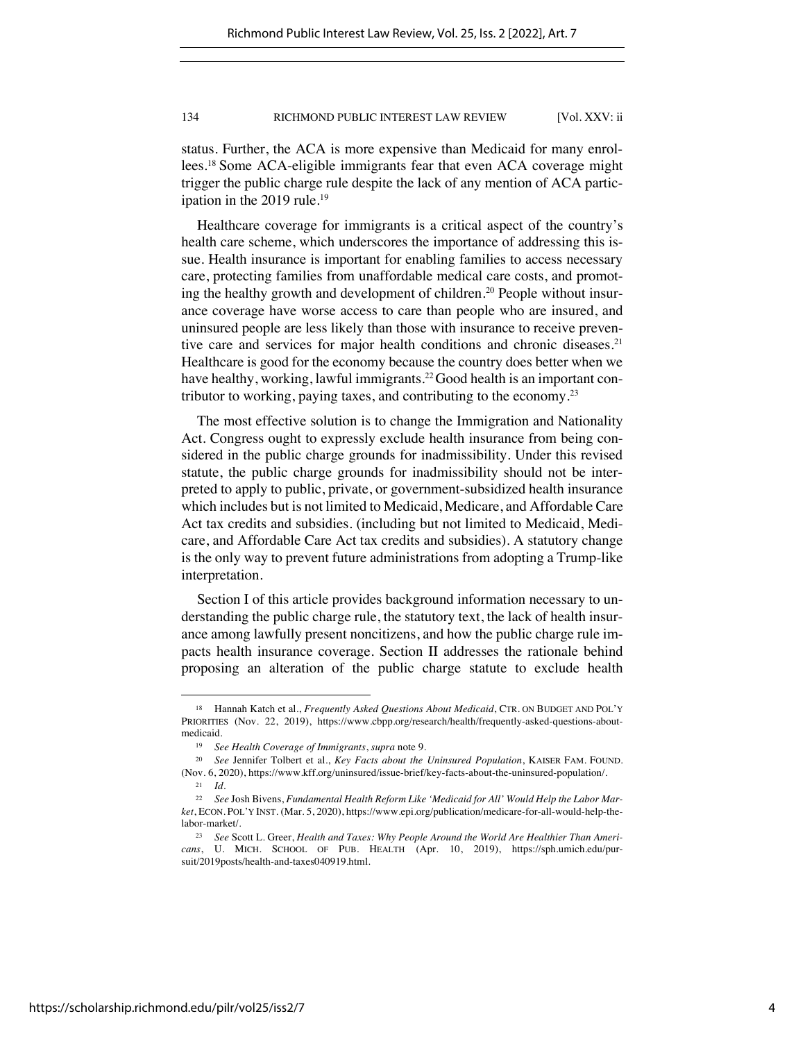status. Further, the ACA is more expensive than Medicaid for many enrollees.[18] Some ACA-eligible immigrants fear that even ACA coverage might trigger the public charge rule despite the lack of any mention of ACA participation in the 2019 rule.[19]

Healthcare coverage for immigrants is a critical aspect of the country's health care scheme, which underscores the importance of addressing this issue. Health insurance is important for enabling families to access necessary care, protecting families from unaffordable medical care costs, and promoting the healthy growth and development of children.[20] People without insurance coverage have worse access to care than people who are insured, and uninsured people are less likely than those with insurance to receive preventive care and services for major health conditions and chronic diseases.[21] Healthcare is good for the economy because the country does better when we have healthy, working, lawful immigrants.[22] Good health is an important contributor to working, paying taxes, and contributing to the economy.[23]

The most effective solution is to change the Immigration and Nationality Act. Congress ought to expressly exclude health insurance from being considered in the public charge grounds for inadmissibility. Under this revised statute, the public charge grounds for inadmissibility should not be interpreted to apply to public, private, or government-subsidized health insurance which includes but is not limited to Medicaid, Medicare, and Affordable Care Act tax credits and subsidies. (including but not limited to Medicaid, Medicare, and Affordable Care Act tax credits and subsidies). A statutory change is the only way to prevent future administrations from adopting a Trump-like interpretation.

Section I of this article provides background information necessary to understanding the public charge rule, the statutory text, the lack of health insurance among lawfully present noncitizens, and how the public charge rule impacts health insurance coverage. Section II addresses the rationale behind proposing an alteration of the public charge statute to exclude health

---

[18] Hannah Katch et al., *Frequently Asked Questions About Medicaid*, CTR. ON BUDGET AND POL'Y PRIORITIES (Nov. 22, 2019), https://www.cbpp.org/research/health/frequently-asked-questions-about-medicaid.

[19] *See Health Coverage of Immigrants*, *supra* note 9.

[20] *See* Jennifer Tolbert et al., *Key Facts about the Uninsured Population*, KAISER FAM. FOUND. (Nov. 6, 2020), https://www.kff.org/uninsured/issue-brief/key-facts-about-the-uninsured-population/.

[21] *Id.*

[22] *See* Josh Bivens, *Fundamental Health Reform Like 'Medicaid for All' Would Help the Labor Market*, ECON. POL'Y INST. (Mar. 5, 2020), https://www.epi.org/publication/medicare-for-all-would-help-the-labor-market/.

[23] *See* Scott L. Greer, *Health and Taxes: Why People Around the World Are Healthier Than Americans*, U. MICH. SCHOOL OF PUB. HEALTH (Apr. 10, 2019), https://sph.umich.edu/pursuit/2019posts/health-and-taxes040919.html.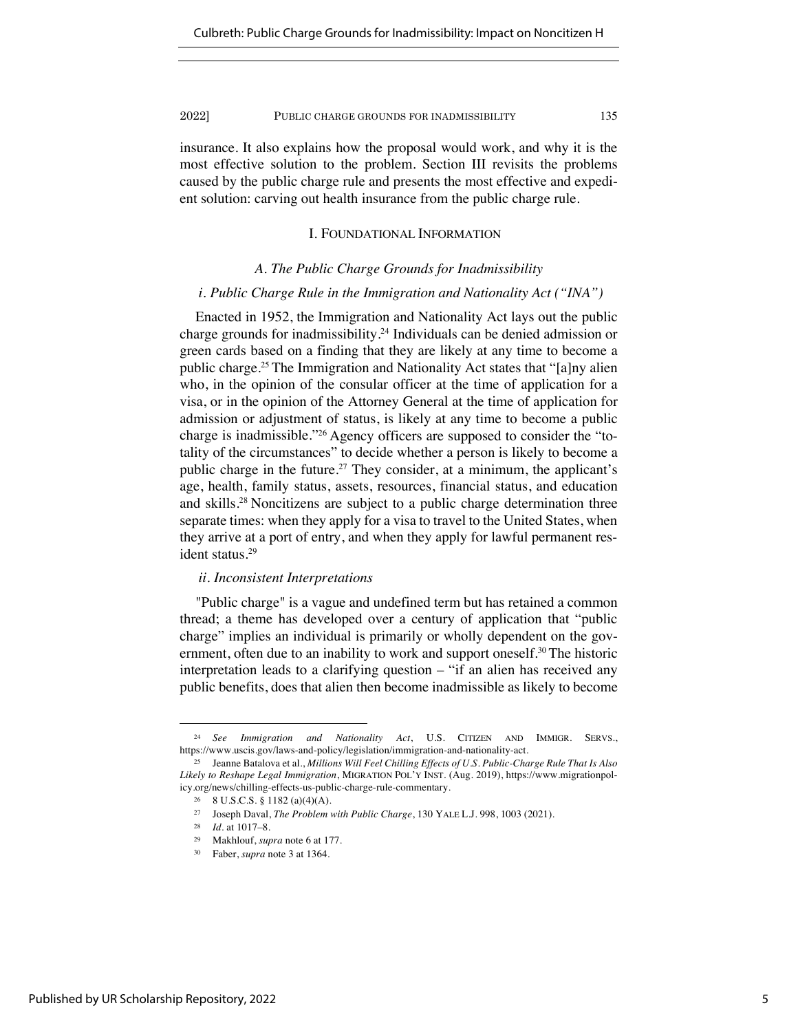insurance. It also explains how the proposal would work, and why it is the most effective solution to the problem. Section III revisits the problems caused by the public charge rule and presents the most effective and expedient solution: carving out health insurance from the public charge rule.

## I. FOUNDATIONAL INFORMATION

### *A. The Public Charge Grounds for Inadmissibility*

#### *i. Public Charge Rule in the Immigration and Nationality Act ("INA")*

Enacted in 1952, the Immigration and Nationality Act lays out the public charge grounds for inadmissibility.[24] Individuals can be denied admission or green cards based on a finding that they are likely at any time to become a public charge.[25] The Immigration and Nationality Act states that "[a]ny alien who, in the opinion of the consular officer at the time of application for a visa, or in the opinion of the Attorney General at the time of application for admission or adjustment of status, is likely at any time to become a public charge is inadmissible."[26] Agency officers are supposed to consider the "totality of the circumstances" to decide whether a person is likely to become a public charge in the future.[27] They consider, at a minimum, the applicant's age, health, family status, assets, resources, financial status, and education and skills.[28] Noncitizens are subject to a public charge determination three separate times: when they apply for a visa to travel to the United States, when they arrive at a port of entry, and when they apply for lawful permanent resident status.[29]

#### *ii. Inconsistent Interpretations*

"Public charge" is a vague and undefined term but has retained a common thread; a theme has developed over a century of application that "public charge" implies an individual is primarily or wholly dependent on the government, often due to an inability to work and support oneself.[30] The historic interpretation leads to a clarifying question – "if an alien has received any public benefits, does that alien then become inadmissible as likely to become

---

[24] *See Immigration and Nationality Act*, U.S. CITIZEN AND IMMIGR. SERVS., https://www.uscis.gov/laws-and-policy/legislation/immigration-and-nationality-act.

[25] Jeanne Batalova et al., *Millions Will Feel Chilling Effects of U.S. Public-Charge Rule That Is Also Likely to Reshape Legal Immigration*, MIGRATION POL'Y INST. (Aug. 2019), https://www.migrationpolicy.org/news/chilling-effects-us-public-charge-rule-commentary.

[26] 8 U.S.C.S. § 1182 (a)(4)(A).

[27] Joseph Daval, *The Problem with Public Charge*, 130 YALE L.J. 998, 1003 (2021).

[28] *Id.* at 1017–8.

[29] Makhlouf, *supra* note 6 at 177.

[30] Faber, *supra* note 3 at 1364.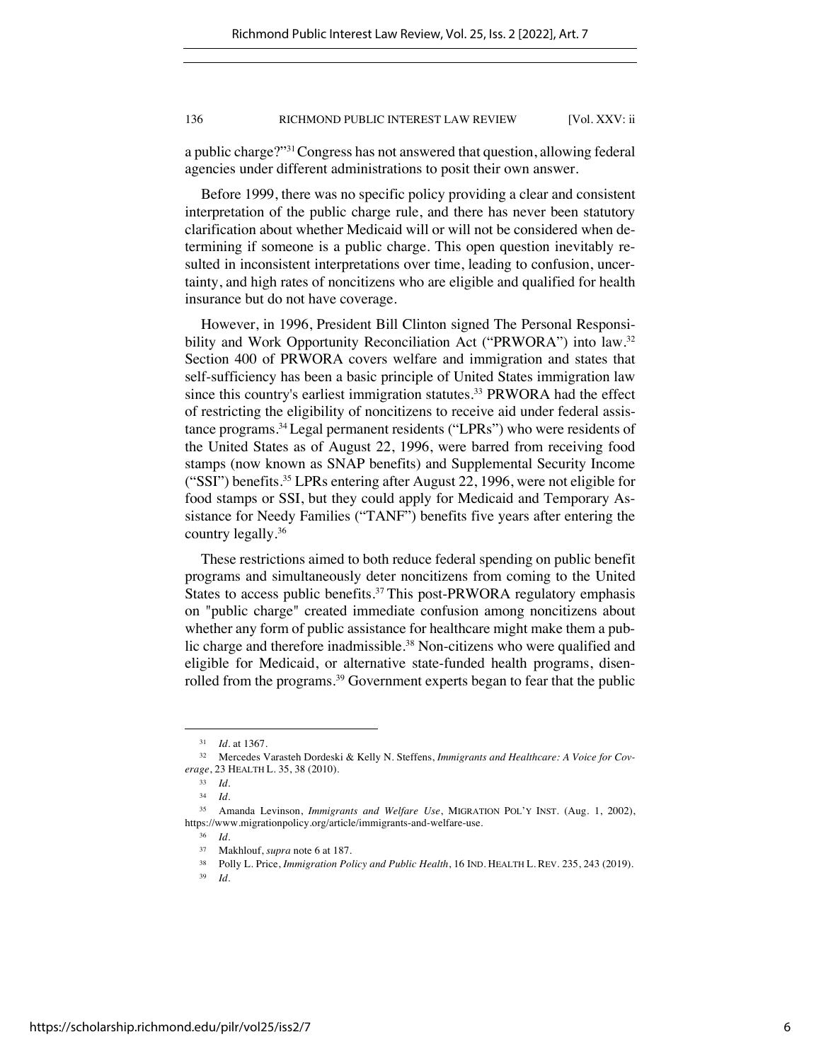a public charge?"[31] Congress has not answered that question, allowing federal agencies under different administrations to posit their own answer.

Before 1999, there was no specific policy providing a clear and consistent interpretation of the public charge rule, and there has never been statutory clarification about whether Medicaid will or will not be considered when determining if someone is a public charge. This open question inevitably resulted in inconsistent interpretations over time, leading to confusion, uncertainty, and high rates of noncitizens who are eligible and qualified for health insurance but do not have coverage.

However, in 1996, President Bill Clinton signed The Personal Responsibility and Work Opportunity Reconciliation Act ("PRWORA") into law.[32] Section 400 of PRWORA covers welfare and immigration and states that self-sufficiency has been a basic principle of United States immigration law since this country's earliest immigration statutes.[33] PRWORA had the effect of restricting the eligibility of noncitizens to receive aid under federal assistance programs.[34] Legal permanent residents ("LPRs") who were residents of the United States as of August 22, 1996, were barred from receiving food stamps (now known as SNAP benefits) and Supplemental Security Income ("SSI") benefits.[35] LPRs entering after August 22, 1996, were not eligible for food stamps or SSI, but they could apply for Medicaid and Temporary Assistance for Needy Families ("TANF") benefits five years after entering the country legally.[36]

These restrictions aimed to both reduce federal spending on public benefit programs and simultaneously deter noncitizens from coming to the United States to access public benefits.[37] This post-PRWORA regulatory emphasis on "public charge" created immediate confusion among noncitizens about whether any form of public assistance for healthcare might make them a public charge and therefore inadmissible.[38] Non-citizens who were qualified and eligible for Medicaid, or alternative state-funded health programs, disenrolled from the programs.[39] Government experts began to fear that the public

---

[31] *Id.* at 1367.

[32] Mercedes Varasteh Dordeski & Kelly N. Steffens, *Immigrants and Healthcare: A Voice for Coverage*, 23 HEALTH L. 35, 38 (2010).

[33] *Id.*

[34] *Id.*

[35] Amanda Levinson, *Immigrants and Welfare Use*, MIGRATION POL'Y INST. (Aug. 1, 2002), https://www.migrationpolicy.org/article/immigrants-and-welfare-use.

[36] *Id.*

[37] Makhlouf, *supra* note 6 at 187.

[38] Polly L. Price, *Immigration Policy and Public Health*, 16 IND. HEALTH L. REV. 235, 243 (2019).

[39] *Id.*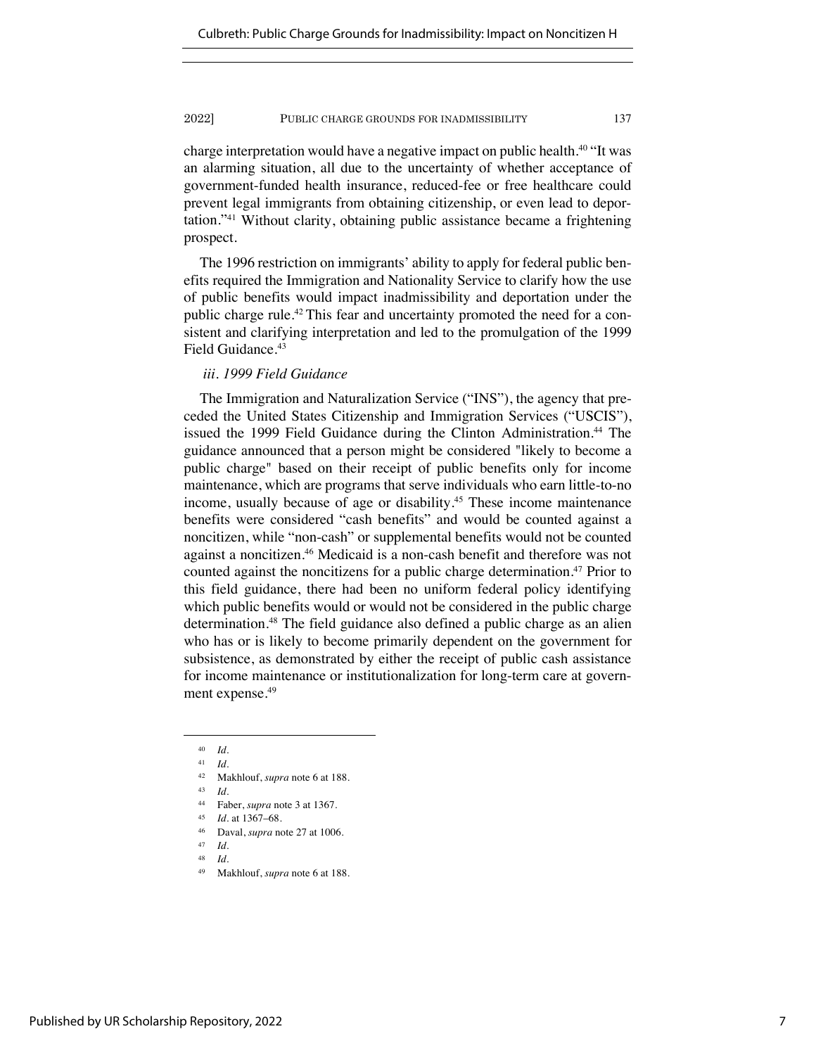charge interpretation would have a negative impact on public health.[40] "It was an alarming situation, all due to the uncertainty of whether acceptance of government-funded health insurance, reduced-fee or free healthcare could prevent legal immigrants from obtaining citizenship, or even lead to deportation."[41] Without clarity, obtaining public assistance became a frightening prospect.

The 1996 restriction on immigrants' ability to apply for federal public benefits required the Immigration and Nationality Service to clarify how the use of public benefits would impact inadmissibility and deportation under the public charge rule.[42] This fear and uncertainty promoted the need for a consistent and clarifying interpretation and led to the promulgation of the 1999 Field Guidance.[43]

*iii. 1999 Field Guidance*

The Immigration and Naturalization Service ("INS"), the agency that preceded the United States Citizenship and Immigration Services ("USCIS"), issued the 1999 Field Guidance during the Clinton Administration.[44] The guidance announced that a person might be considered "likely to become a public charge" based on their receipt of public benefits only for income maintenance, which are programs that serve individuals who earn little-to-no income, usually because of age or disability.[45] These income maintenance benefits were considered "cash benefits" and would be counted against a noncitizen, while "non-cash" or supplemental benefits would not be counted against a noncitizen.[46] Medicaid is a non-cash benefit and therefore was not counted against the noncitizens for a public charge determination.[47] Prior to this field guidance, there had been no uniform federal policy identifying which public benefits would or would not be considered in the public charge determination.[48] The field guidance also defined a public charge as an alien who has or is likely to become primarily dependent on the government for subsistence, as demonstrated by either the receipt of public cash assistance for income maintenance or institutionalization for long-term care at government expense.[49]

---

[40] *Id.*

[41] *Id.*

[42] Makhlouf, *supra* note 6 at 188.

[43] *Id.*

[44] Faber, *supra* note 3 at 1367.

[45] *Id.* at 1367–68.

[46] Daval, *supra* note 27 at 1006.

[47] *Id.*

[48] *Id.*

[49] Makhlouf, *supra* note 6 at 188.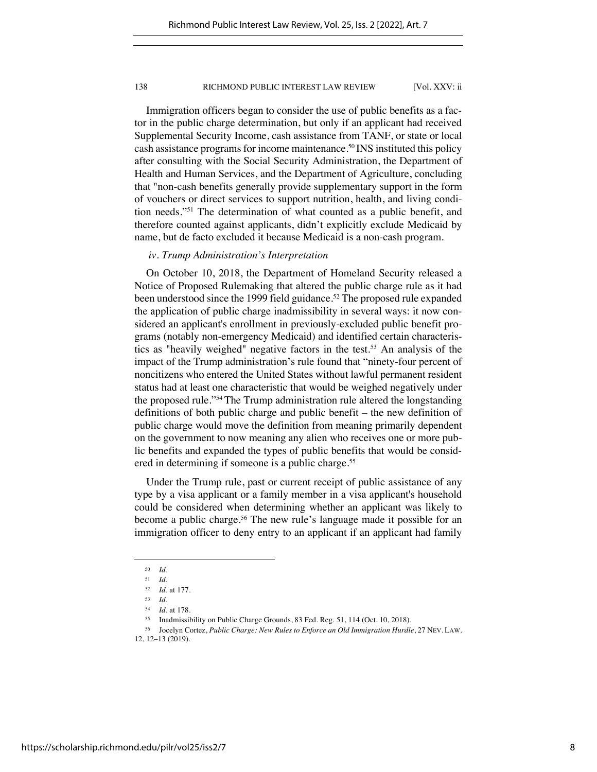Immigration officers began to consider the use of public benefits as a factor in the public charge determination, but only if an applicant had received Supplemental Security Income, cash assistance from TANF, or state or local cash assistance programs for income maintenance.[50] INS instituted this policy after consulting with the Social Security Administration, the Department of Health and Human Services, and the Department of Agriculture, concluding that "non-cash benefits generally provide supplementary support in the form of vouchers or direct services to support nutrition, health, and living condition needs."[51] The determination of what counted as a public benefit, and therefore counted against applicants, didn't explicitly exclude Medicaid by name, but de facto excluded it because Medicaid is a non-cash program.

*iv. Trump Administration's Interpretation*

On October 10, 2018, the Department of Homeland Security released a Notice of Proposed Rulemaking that altered the public charge rule as it had been understood since the 1999 field guidance.[52] The proposed rule expanded the application of public charge inadmissibility in several ways: it now considered an applicant's enrollment in previously-excluded public benefit programs (notably non-emergency Medicaid) and identified certain characteristics as "heavily weighed" negative factors in the test.[53] An analysis of the impact of the Trump administration's rule found that "ninety-four percent of noncitizens who entered the United States without lawful permanent resident status had at least one characteristic that would be weighed negatively under the proposed rule."[54] The Trump administration rule altered the longstanding definitions of both public charge and public benefit – the new definition of public charge would move the definition from meaning primarily dependent on the government to now meaning any alien who receives one or more public benefits and expanded the types of public benefits that would be considered in determining if someone is a public charge.[55]

Under the Trump rule, past or current receipt of public assistance of any type by a visa applicant or a family member in a visa applicant's household could be considered when determining whether an applicant was likely to become a public charge.[56] The new rule's language made it possible for an immigration officer to deny entry to an applicant if an applicant had family

---

[50] *Id.*

[51] *Id.*

[52] *Id.* at 177.

[53] *Id.*

[54] *Id.* at 178.

[55] Inadmissibility on Public Charge Grounds, 83 Fed. Reg. 51, 114 (Oct. 10, 2018).

[56] Jocelyn Cortez, *Public Charge: New Rules to Enforce an Old Immigration Hurdle*, 27 NEV. LAW. 12, 12–13 (2019).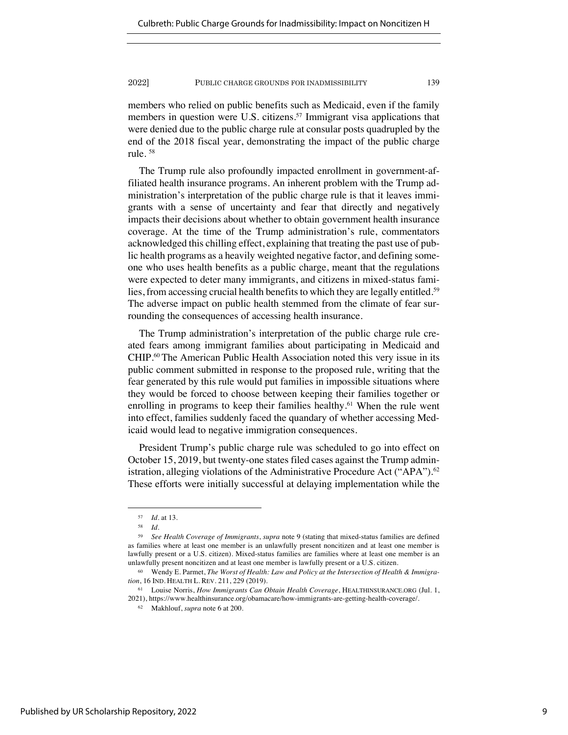members who relied on public benefits such as Medicaid, even if the family members in question were U.S. citizens.[57] Immigrant visa applications that were denied due to the public charge rule at consular posts quadrupled by the end of the 2018 fiscal year, demonstrating the impact of the public charge rule. [58]

The Trump rule also profoundly impacted enrollment in government-affiliated health insurance programs. An inherent problem with the Trump administration's interpretation of the public charge rule is that it leaves immigrants with a sense of uncertainty and fear that directly and negatively impacts their decisions about whether to obtain government health insurance coverage. At the time of the Trump administration's rule, commentators acknowledged this chilling effect, explaining that treating the past use of public health programs as a heavily weighted negative factor, and defining someone who uses health benefits as a public charge, meant that the regulations were expected to deter many immigrants, and citizens in mixed-status families, from accessing crucial health benefits to which they are legally entitled.[59] The adverse impact on public health stemmed from the climate of fear surrounding the consequences of accessing health insurance.

The Trump administration's interpretation of the public charge rule created fears among immigrant families about participating in Medicaid and CHIP.[60] The American Public Health Association noted this very issue in its public comment submitted in response to the proposed rule, writing that the fear generated by this rule would put families in impossible situations where they would be forced to choose between keeping their families together or enrolling in programs to keep their families healthy.[61] When the rule went into effect, families suddenly faced the quandary of whether accessing Medicaid would lead to negative immigration consequences.

President Trump's public charge rule was scheduled to go into effect on October 15, 2019, but twenty-one states filed cases against the Trump administration, alleging violations of the Administrative Procedure Act ("APA").[62] These efforts were initially successful at delaying implementation while the

---

[57] *Id.* at 13.

[58] *Id.*

[59] *See Health Coverage of Immigrants*, *supra* note 9 (stating that mixed-status families are defined as families where at least one member is an unlawfully present noncitizen and at least one member is lawfully present or a U.S. citizen). Mixed-status families are families where at least one member is an unlawfully present noncitizen and at least one member is lawfully present or a U.S. citizen.

[60] Wendy E. Parmet, *The Worst of Health: Law and Policy at the Intersection of Health & Immigration*, 16 IND. HEALTH L. REV. 211, 229 (2019).

[61] Louise Norris, *How Immigrants Can Obtain Health Coverage*, HEALTHINSURANCE.ORG (Jul. 1, 2021), https://www.healthinsurance.org/obamacare/how-immigrants-are-getting-health-coverage/.

[62] Makhlouf, *supra* note 6 at 200.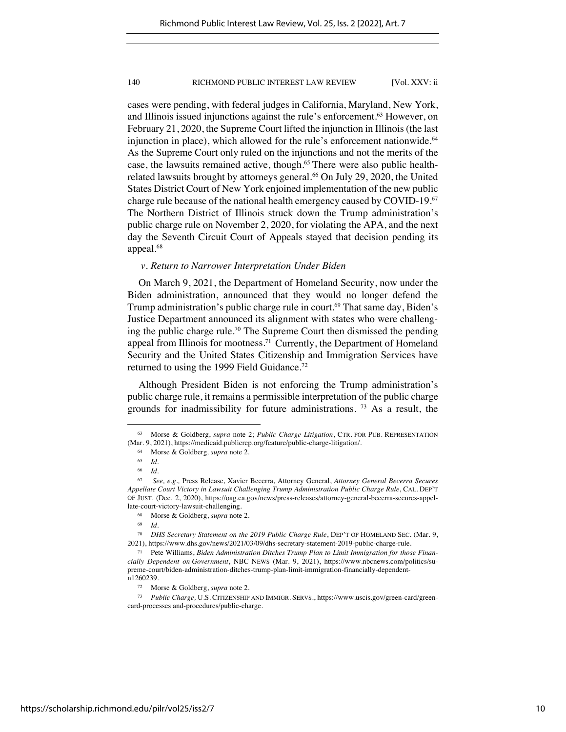cases were pending, with federal judges in California, Maryland, New York, and Illinois issued injunctions against the rule's enforcement.[63] However, on February 21, 2020, the Supreme Court lifted the injunction in Illinois (the last injunction in place), which allowed for the rule's enforcement nationwide.[64] As the Supreme Court only ruled on the injunctions and not the merits of the case, the lawsuits remained active, though.[65] There were also public health-related lawsuits brought by attorneys general.[66] On July 29, 2020, the United States District Court of New York enjoined implementation of the new public charge rule because of the national health emergency caused by COVID-19.[67] The Northern District of Illinois struck down the Trump administration's public charge rule on November 2, 2020, for violating the APA, and the next day the Seventh Circuit Court of Appeals stayed that decision pending its appeal.[68]

*v. Return to Narrower Interpretation Under Biden*

On March 9, 2021, the Department of Homeland Security, now under the Biden administration, announced that they would no longer defend the Trump administration's public charge rule in court.[69] That same day, Biden's Justice Department announced its alignment with states who were challenging the public charge rule.[70] The Supreme Court then dismissed the pending appeal from Illinois for mootness.[71] Currently, the Department of Homeland Security and the United States Citizenship and Immigration Services have returned to using the 1999 Field Guidance.[72]

Although President Biden is not enforcing the Trump administration's public charge rule, it remains a permissible interpretation of the public charge grounds for inadmissibility for future administrations.[73] As a result, the

---

[63] Morse & Goldberg, *supra* note 2; *Public Charge Litigation*, CTR. FOR PUB. REPRESENTATION (Mar. 9, 2021), https://medicaid.publicrep.org/feature/public-charge-litigation/.

[64] Morse & Goldberg, *supra* note 2.

[65] *Id.*

[66] *Id.*

[67] *See, e.g.,* Press Release, Xavier Becerra, Attorney General, *Attorney General Becerra Secures Appellate Court Victory in Lawsuit Challenging Trump Administration Public Charge Rule*, CAL. DEP'T OF JUST. (Dec. 2, 2020), https://oag.ca.gov/news/press-releases/attorney-general-becerra-secures-appellate-court-victory-lawsuit-challenging.

[68] Morse & Goldberg, *supra* note 2.

[69] *Id.*

[70] *DHS Secretary Statement on the 2019 Public Charge Rule*, DEP'T OF HOMELAND SEC. (Mar. 9, 2021), https://www.dhs.gov/news/2021/03/09/dhs-secretary-statement-2019-public-charge-rule.

[71] Pete Williams, *Biden Administration Ditches Trump Plan to Limit Immigration for those Financially Dependent on Government*, NBC NEWS (Mar. 9, 2021), https://www.nbcnews.com/politics/supreme-court/biden-administration-ditches-trump-plan-limit-immigration-financially-dependent-n1260239.

[72] Morse & Goldberg, *supra* note 2.

[73] *Public Charge,* U.S. CITIZENSHIP AND IMMIGR. SERVS., https://www.uscis.gov/green-card/green-card-processes and-procedures/public-charge.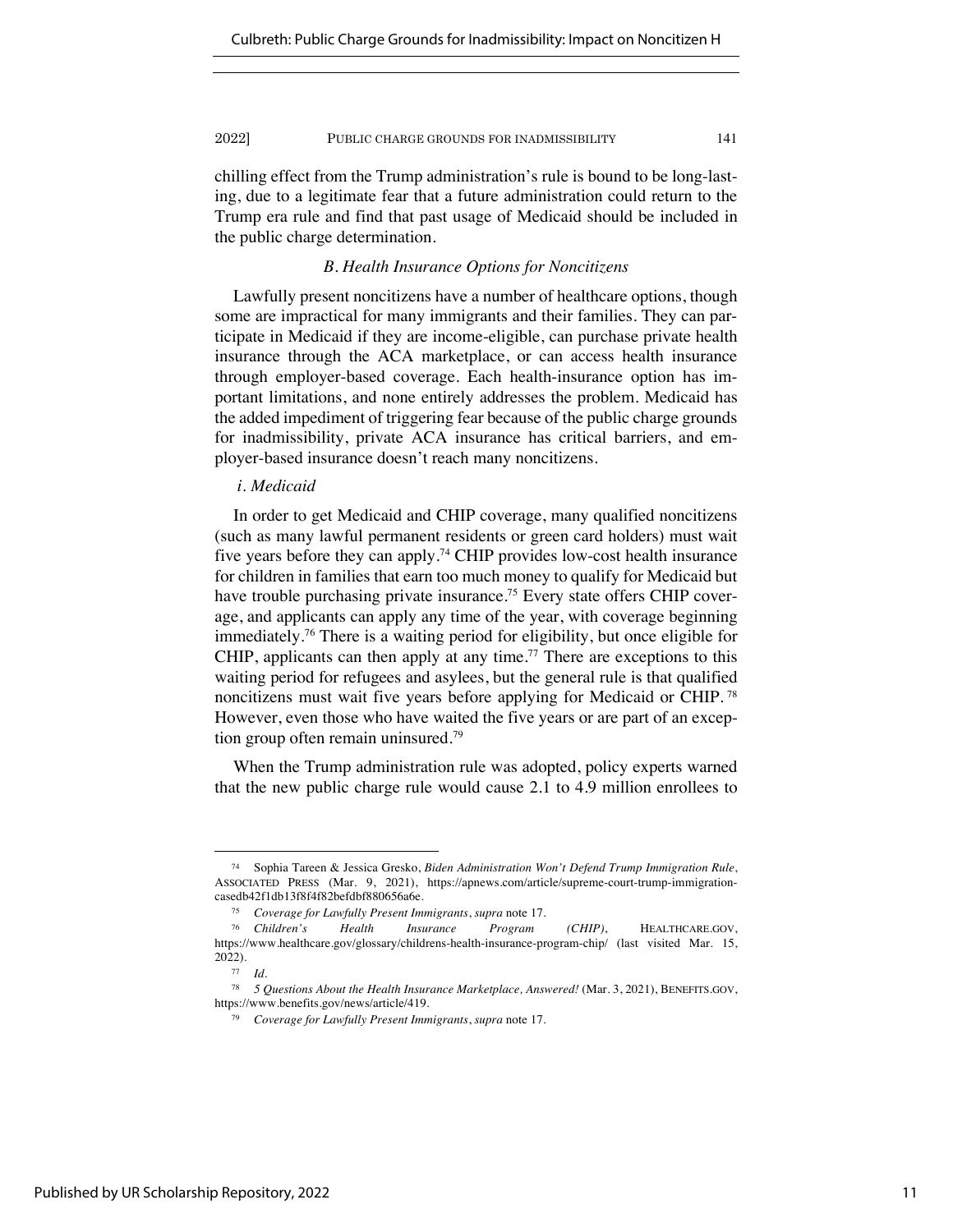chilling effect from the Trump administration's rule is bound to be long-lasting, due to a legitimate fear that a future administration could return to the Trump era rule and find that past usage of Medicaid should be included in the public charge determination.

### *B. Health Insurance Options for Noncitizens*

Lawfully present noncitizens have a number of healthcare options, though some are impractical for many immigrants and their families. They can participate in Medicaid if they are income-eligible, can purchase private health insurance through the ACA marketplace, or can access health insurance through employer-based coverage. Each health-insurance option has important limitations, and none entirely addresses the problem. Medicaid has the added impediment of triggering fear because of the public charge grounds for inadmissibility, private ACA insurance has critical barriers, and employer-based insurance doesn't reach many noncitizens.

#### *i. Medicaid*

In order to get Medicaid and CHIP coverage, many qualified noncitizens (such as many lawful permanent residents or green card holders) must wait five years before they can apply.[74] CHIP provides low-cost health insurance for children in families that earn too much money to qualify for Medicaid but have trouble purchasing private insurance.[75] Every state offers CHIP coverage, and applicants can apply any time of the year, with coverage beginning immediately.[76] There is a waiting period for eligibility, but once eligible for CHIP, applicants can then apply at any time.[77] There are exceptions to this waiting period for refugees and asylees, but the general rule is that qualified noncitizens must wait five years before applying for Medicaid or CHIP.[78] However, even those who have waited the five years or are part of an exception group often remain uninsured.[79]

When the Trump administration rule was adopted, policy experts warned that the new public charge rule would cause 2.1 to 4.9 million enrollees to

---

[74] Sophia Tareen & Jessica Gresko, *Biden Administration Won't Defend Trump Immigration Rule*, ASSOCIATED PRESS (Mar. 9, 2021), https://apnews.com/article/supreme-court-trump-immigration-casedb42f1db13f8f4f82befdbf880656a6e.

[75] *Coverage for Lawfully Present Immigrants*, *supra* note 17.

[76] *Children's Health Insurance Program (CHIP)*, HEALTHCARE.GOV, https://www.healthcare.gov/glossary/childrens-health-insurance-program-chip/ (last visited Mar. 15, 2022).

[77] *Id.*

[78] *5 Questions About the Health Insurance Marketplace, Answered!* (Mar. 3, 2021), BENEFITS.GOV, https://www.benefits.gov/news/article/419.

[79] *Coverage for Lawfully Present Immigrants*, *supra* note 17.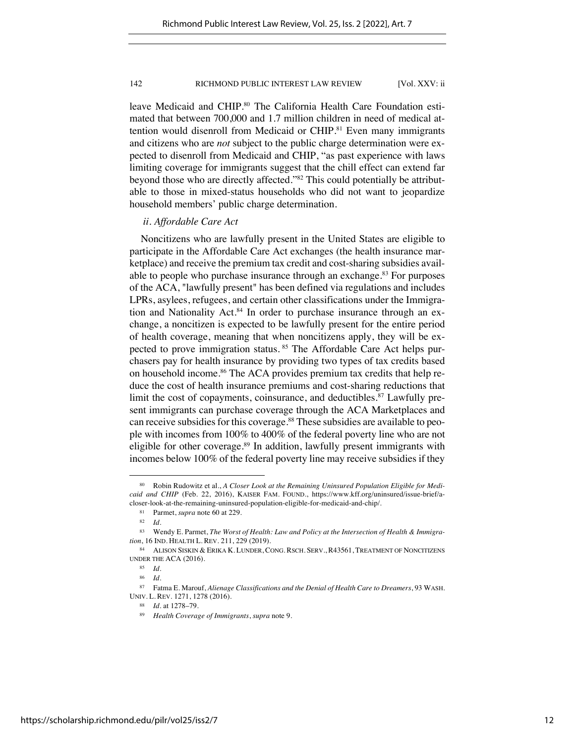leave Medicaid and CHIP.[80] The California Health Care Foundation estimated that between 700,000 and 1.7 million children in need of medical attention would disenroll from Medicaid or CHIP.[81] Even many immigrants and citizens who are *not* subject to the public charge determination were expected to disenroll from Medicaid and CHIP, "as past experience with laws limiting coverage for immigrants suggest that the chill effect can extend far beyond those who are directly affected."[82] This could potentially be attributable to those in mixed-status households who did not want to jeopardize household members' public charge determination.

### *ii. Affordable Care Act*

Noncitizens who are lawfully present in the United States are eligible to participate in the Affordable Care Act exchanges (the health insurance marketplace) and receive the premium tax credit and cost-sharing subsidies available to people who purchase insurance through an exchange.[83] For purposes of the ACA, "lawfully present" has been defined via regulations and includes LPRs, asylees, refugees, and certain other classifications under the Immigration and Nationality Act.[84] In order to purchase insurance through an exchange, a noncitizen is expected to be lawfully present for the entire period of health coverage, meaning that when noncitizens apply, they will be expected to prove immigration status.[85] The Affordable Care Act helps purchasers pay for health insurance by providing two types of tax credits based on household income.[86] The ACA provides premium tax credits that help reduce the cost of health insurance premiums and cost-sharing reductions that limit the cost of copayments, coinsurance, and deductibles.[87] Lawfully present immigrants can purchase coverage through the ACA Marketplaces and can receive subsidies for this coverage.[88] These subsidies are available to people with incomes from 100% to 400% of the federal poverty line who are not eligible for other coverage.[89] In addition, lawfully present immigrants with incomes below 100% of the federal poverty line may receive subsidies if they

---

[80] Robin Rudowitz et al., *A Closer Look at the Remaining Uninsured Population Eligible for Medicaid and CHIP* (Feb. 22, 2016), KAISER FAM. FOUND., https://www.kff.org/uninsured/issue-brief/a-closer-look-at-the-remaining-uninsured-population-eligible-for-medicaid-and-chip/.

[81] Parmet, *supra* note 60 at 229.

[82] *Id.*

[83] Wendy E. Parmet, *The Worst of Health: Law and Policy at the Intersection of Health & Immigration*, 16 IND. HEALTH L. REV. 211, 229 (2019).

[84] ALISON SISKIN & ERIKA K. LUNDER, CONG. RSCH. SERV., R43561, TREATMENT OF NONCITIZENS UNDER THE ACA (2016).

[85] *Id.*

[86] *Id.*

[87] Fatma E. Marouf, *Alienage Classifications and the Denial of Health Care to Dreamers*, 93 WASH. UNIV. L. REV. 1271, 1278 (2016).

[88] *Id.* at 1278–79.

[89] *Health Coverage of Immigrants*, *supra* note 9.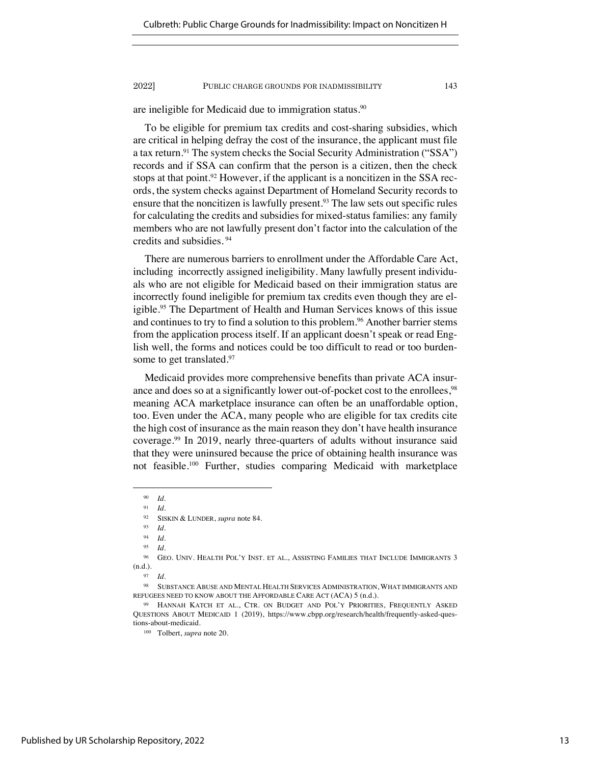are ineligible for Medicaid due to immigration status.[90]

To be eligible for premium tax credits and cost-sharing subsidies, which are critical in helping defray the cost of the insurance, the applicant must file a tax return.[91] The system checks the Social Security Administration ("SSA") records and if SSA can confirm that the person is a citizen, then the check stops at that point.[92] However, if the applicant is a noncitizen in the SSA records, the system checks against Department of Homeland Security records to ensure that the noncitizen is lawfully present.[93] The law sets out specific rules for calculating the credits and subsidies for mixed-status families: any family members who are not lawfully present don't factor into the calculation of the credits and subsidies.[94]

There are numerous barriers to enrollment under the Affordable Care Act, including incorrectly assigned ineligibility. Many lawfully present individuals who are not eligible for Medicaid based on their immigration status are incorrectly found ineligible for premium tax credits even though they are eligible.[95] The Department of Health and Human Services knows of this issue and continues to try to find a solution to this problem.[96] Another barrier stems from the application process itself. If an applicant doesn't speak or read English well, the forms and notices could be too difficult to read or too burdensome to get translated.[97]

Medicaid provides more comprehensive benefits than private ACA insurance and does so at a significantly lower out-of-pocket cost to the enrollees,[98] meaning ACA marketplace insurance can often be an unaffordable option, too. Even under the ACA, many people who are eligible for tax credits cite the high cost of insurance as the main reason they don't have health insurance coverage.[99] In 2019, nearly three-quarters of adults without insurance said that they were uninsured because the price of obtaining health insurance was not feasible.[100] Further, studies comparing Medicaid with marketplace

---

[90] *Id.*

[91] *Id.*

[92] SISKIN & LUNDER, *supra* note 84.

[93] *Id.*

[94] *Id.*

[95] *Id.*

[96] GEO. UNIV. HEALTH POL'Y INST. ET AL., ASSISTING FAMILIES THAT INCLUDE IMMIGRANTS 3 (n.d.).

[97] *Id.*

[98] SUBSTANCE ABUSE AND MENTAL HEALTH SERVICES ADMINISTRATION, WHAT IMMIGRANTS AND REFUGEES NEED TO KNOW ABOUT THE AFFORDABLE CARE ACT (ACA) 5 (n.d.).

[99] HANNAH KATCH ET AL., CTR. ON BUDGET AND POL'Y PRIORITIES, FREQUENTLY ASKED QUESTIONS ABOUT MEDICAID 1 (2019), https://www.cbpp.org/research/health/frequently-asked-questions-about-medicaid.

[100] Tolbert, *supra* note 20.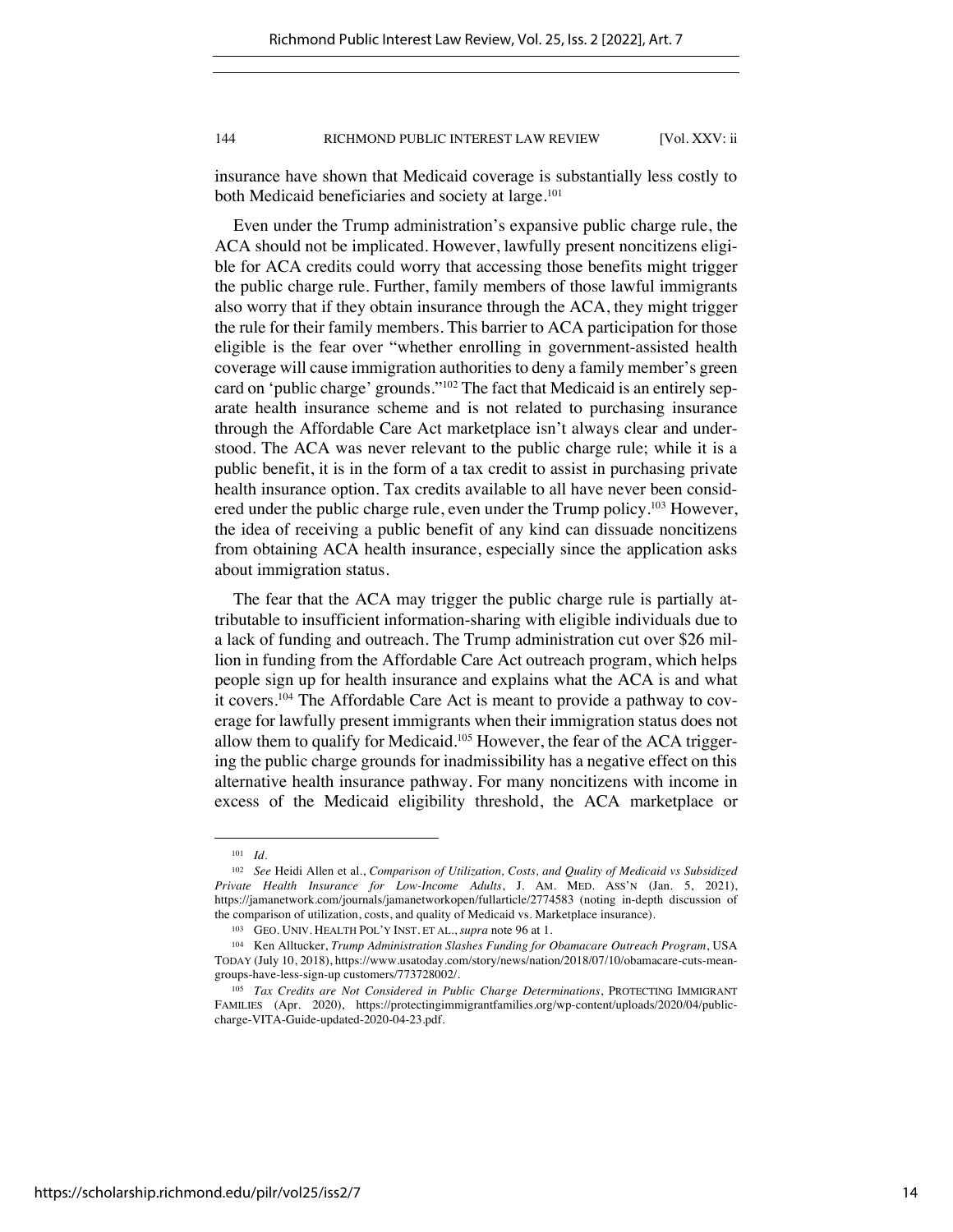insurance have shown that Medicaid coverage is substantially less costly to both Medicaid beneficiaries and society at large.[101]

Even under the Trump administration's expansive public charge rule, the ACA should not be implicated. However, lawfully present noncitizens eligible for ACA credits could worry that accessing those benefits might trigger the public charge rule. Further, family members of those lawful immigrants also worry that if they obtain insurance through the ACA, they might trigger the rule for their family members. This barrier to ACA participation for those eligible is the fear over "whether enrolling in government-assisted health coverage will cause immigration authorities to deny a family member's green card on 'public charge' grounds."[102] The fact that Medicaid is an entirely separate health insurance scheme and is not related to purchasing insurance through the Affordable Care Act marketplace isn't always clear and understood. The ACA was never relevant to the public charge rule; while it is a public benefit, it is in the form of a tax credit to assist in purchasing private health insurance option. Tax credits available to all have never been considered under the public charge rule, even under the Trump policy.[103] However, the idea of receiving a public benefit of any kind can dissuade noncitizens from obtaining ACA health insurance, especially since the application asks about immigration status.

The fear that the ACA may trigger the public charge rule is partially attributable to insufficient information-sharing with eligible individuals due to a lack of funding and outreach. The Trump administration cut over $26 million in funding from the Affordable Care Act outreach program, which helps people sign up for health insurance and explains what the ACA is and what it covers.[104] The Affordable Care Act is meant to provide a pathway to coverage for lawfully present immigrants when their immigration status does not allow them to qualify for Medicaid.[105] However, the fear of the ACA triggering the public charge grounds for inadmissibility has a negative effect on this alternative health insurance pathway. For many noncitizens with income in excess of the Medicaid eligibility threshold, the ACA marketplace or

---

[101] *Id.*

[102] *See* Heidi Allen et al., *Comparison of Utilization, Costs, and Quality of Medicaid vs Subsidized Private Health Insurance for Low-Income Adults*, J. AM. MED. ASS'N (Jan. 5, 2021), https://jamanetwork.com/journals/jamanetworkopen/fullarticle/2774583 (noting in-depth discussion of the comparison of utilization, costs, and quality of Medicaid vs. Marketplace insurance).

[103] GEO. UNIV. HEALTH POL'Y INST. ET AL., *supra* note 96 at 1.

[104] Ken Alltucker, *Trump Administration Slashes Funding for Obamacare Outreach Program*, USA TODAY (July 10, 2018), https://www.usatoday.com/story/news/nation/2018/07/10/obamacare-cuts-mean-groups-have-less-sign-up customers/773728002/.

[105] *Tax Credits are Not Considered in Public Charge Determinations*, PROTECTING IMMIGRANT FAMILIES (Apr. 2020), https://protectingimmigrantfamilies.org/wp-content/uploads/2020/04/public-charge-VITA-Guide-updated-2020-04-23.pdf.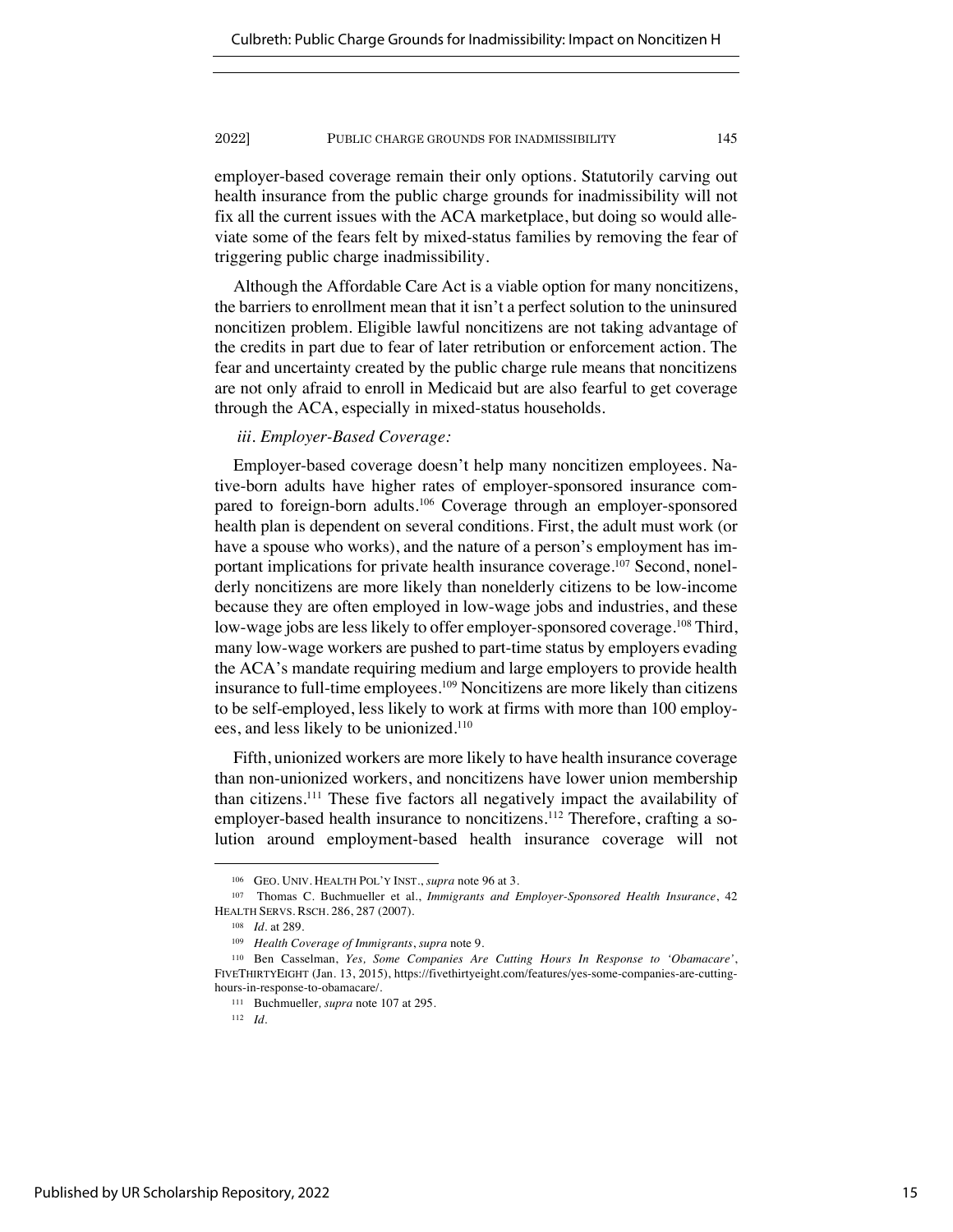employer-based coverage remain their only options. Statutorily carving out health insurance from the public charge grounds for inadmissibility will not fix all the current issues with the ACA marketplace, but doing so would alleviate some of the fears felt by mixed-status families by removing the fear of triggering public charge inadmissibility.

Although the Affordable Care Act is a viable option for many noncitizens, the barriers to enrollment mean that it isn't a perfect solution to the uninsured noncitizen problem. Eligible lawful noncitizens are not taking advantage of the credits in part due to fear of later retribution or enforcement action. The fear and uncertainty created by the public charge rule means that noncitizens are not only afraid to enroll in Medicaid but are also fearful to get coverage through the ACA, especially in mixed-status households.

*iii. Employer-Based Coverage:*

Employer-based coverage doesn't help many noncitizen employees. Native-born adults have higher rates of employer-sponsored insurance compared to foreign-born adults.[106] Coverage through an employer-sponsored health plan is dependent on several conditions. First, the adult must work (or have a spouse who works), and the nature of a person's employment has important implications for private health insurance coverage.[107] Second, nonelderly noncitizens are more likely than nonelderly citizens to be low-income because they are often employed in low-wage jobs and industries, and these low-wage jobs are less likely to offer employer-sponsored coverage.[108] Third, many low-wage workers are pushed to part-time status by employers evading the ACA's mandate requiring medium and large employers to provide health insurance to full-time employees.[109] Noncitizens are more likely than citizens to be self-employed, less likely to work at firms with more than 100 employees, and less likely to be unionized.[110]

Fifth, unionized workers are more likely to have health insurance coverage than non-unionized workers, and noncitizens have lower union membership than citizens.[111] These five factors all negatively impact the availability of employer-based health insurance to noncitizens.[112] Therefore, crafting a solution around employment-based health insurance coverage will not

---

[106] GEO. UNIV. HEALTH POL'Y INST., *supra* note 96 at 3.

[107] Thomas C. Buchmueller et al., *Immigrants and Employer-Sponsored Health Insurance*, 42 HEALTH SERVS. RSCH. 286, 287 (2007).

[108] *Id.* at 289.

[109] *Health Coverage of Immigrants*, *supra* note 9.

[110] Ben Casselman, *Yes, Some Companies Are Cutting Hours In Response to 'Obamacare'*, FIVETHIRTYEIGHT (Jan. 13, 2015), https://fivethirtyeight.com/features/yes-some-companies-are-cutting-hours-in-response-to-obamacare/.

[111] Buchmueller*, supra* note 107 at 295.

[112] *Id.*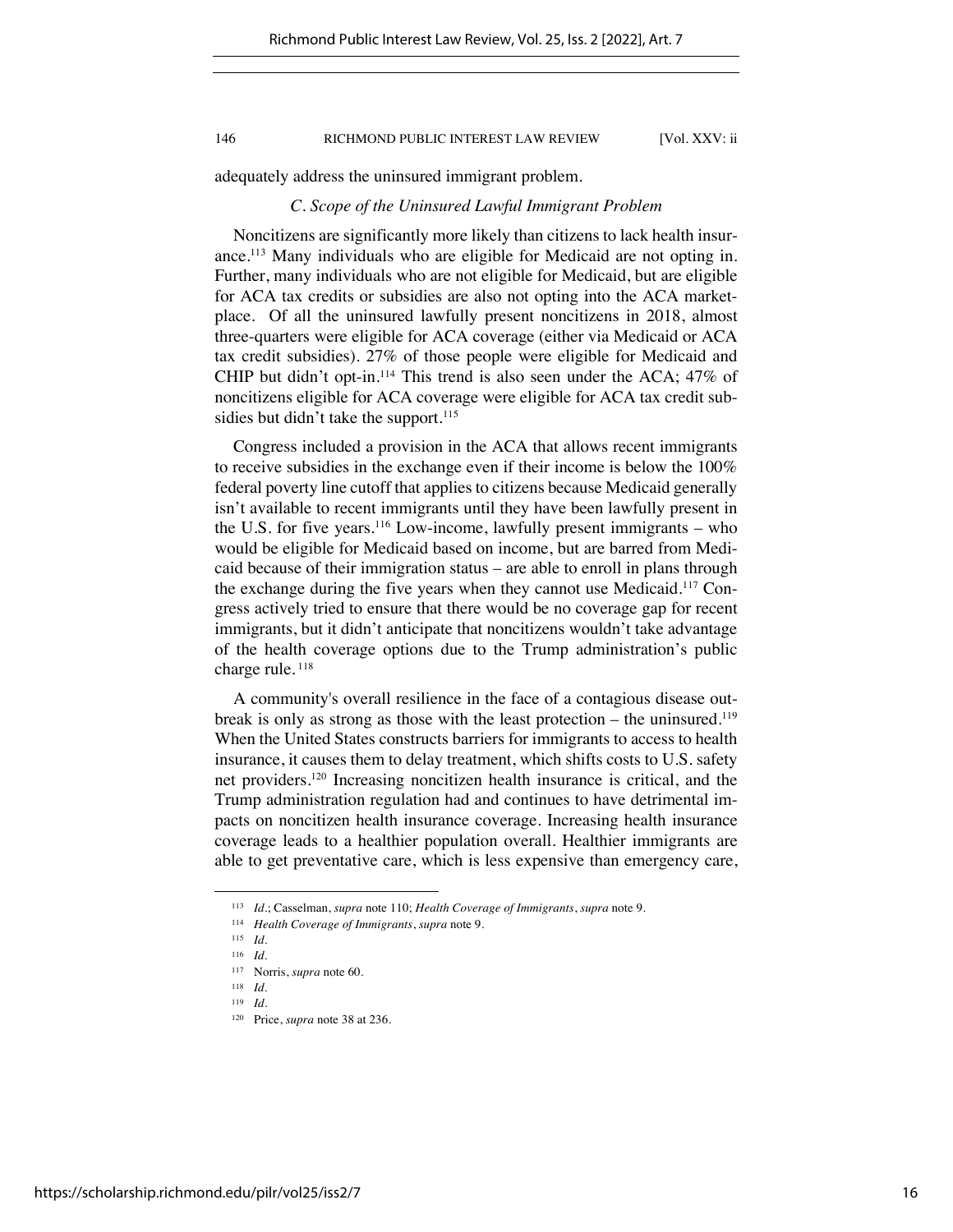adequately address the uninsured immigrant problem.

### *C. Scope of the Uninsured Lawful Immigrant Problem*

Noncitizens are significantly more likely than citizens to lack health insurance.[113] Many individuals who are eligible for Medicaid are not opting in. Further, many individuals who are not eligible for Medicaid, but are eligible for ACA tax credits or subsidies are also not opting into the ACA marketplace. Of all the uninsured lawfully present noncitizens in 2018, almost three-quarters were eligible for ACA coverage (either via Medicaid or ACA tax credit subsidies). 27% of those people were eligible for Medicaid and CHIP but didn't opt-in.[114] This trend is also seen under the ACA; 47% of noncitizens eligible for ACA coverage were eligible for ACA tax credit subsidies but didn't take the support.[115]

Congress included a provision in the ACA that allows recent immigrants to receive subsidies in the exchange even if their income is below the 100% federal poverty line cutoff that applies to citizens because Medicaid generally isn't available to recent immigrants until they have been lawfully present in the U.S. for five years.[116] Low-income, lawfully present immigrants – who would be eligible for Medicaid based on income, but are barred from Medicaid because of their immigration status – are able to enroll in plans through the exchange during the five years when they cannot use Medicaid.[117] Congress actively tried to ensure that there would be no coverage gap for recent immigrants, but it didn't anticipate that noncitizens wouldn't take advantage of the health coverage options due to the Trump administration's public charge rule.[118]

A community's overall resilience in the face of a contagious disease outbreak is only as strong as those with the least protection – the uninsured.[119] When the United States constructs barriers for immigrants to access to health insurance, it causes them to delay treatment, which shifts costs to U.S. safety net providers.[120] Increasing noncitizen health insurance is critical, and the Trump administration regulation had and continues to have detrimental impacts on noncitizen health insurance coverage. Increasing health insurance coverage leads to a healthier population overall. Healthier immigrants are able to get preventative care, which is less expensive than emergency care,

---

[113] *Id.*; Casselman, *supra* note 110; *Health Coverage of Immigrants*, *supra* note 9.

[114] *Health Coverage of Immigrants*, *supra* note 9.

[115] *Id.*

[116] *Id.*

[117] Norris, *supra* note 60.

[118] *Id.*

[119] *Id.*

[120] Price, *supra* note 38 at 236.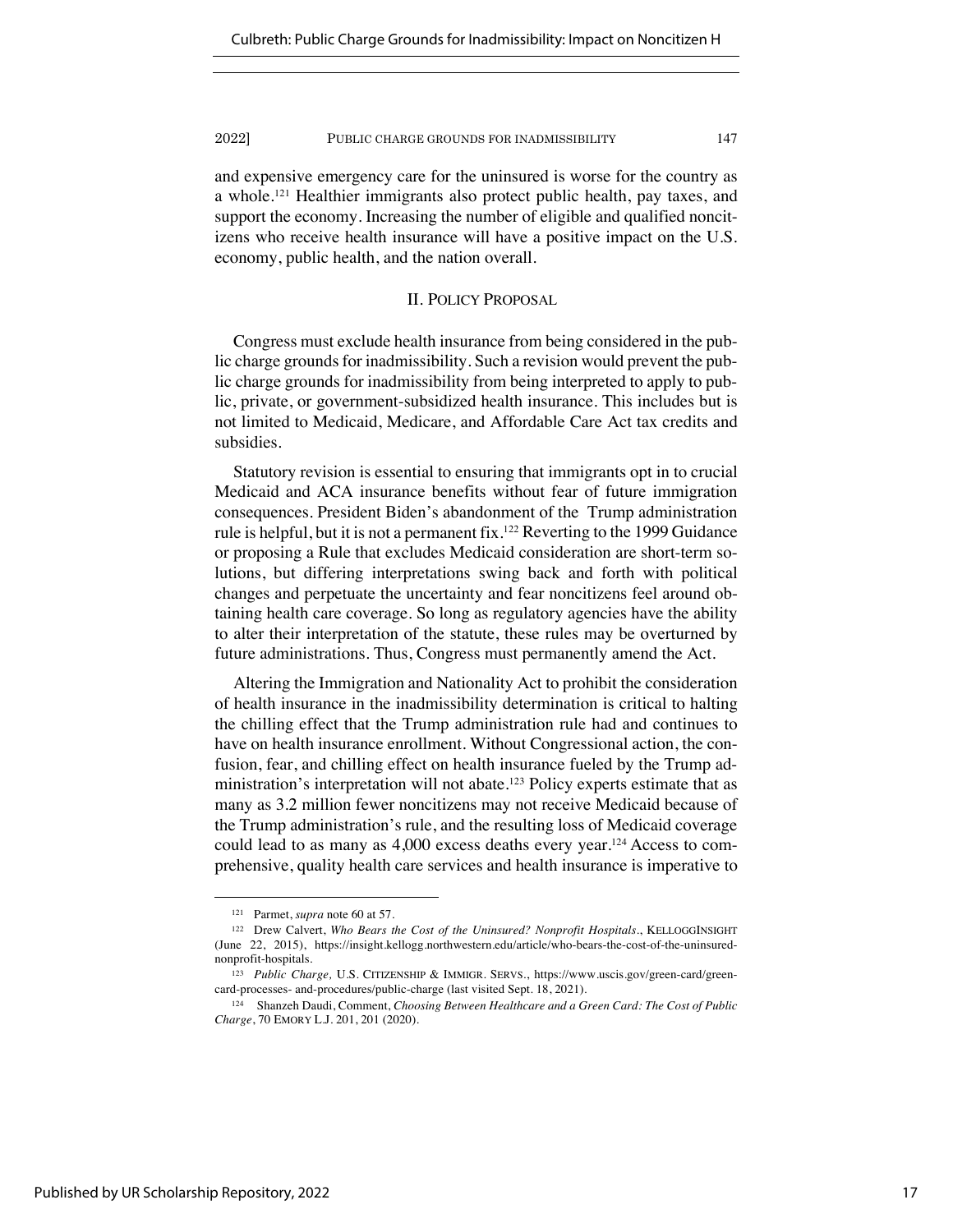and expensive emergency care for the uninsured is worse for the country as a whole.[121] Healthier immigrants also protect public health, pay taxes, and support the economy. Increasing the number of eligible and qualified noncitizens who receive health insurance will have a positive impact on the U.S. economy, public health, and the nation overall.

## II. Policy Proposal

Congress must exclude health insurance from being considered in the public charge grounds for inadmissibility. Such a revision would prevent the public charge grounds for inadmissibility from being interpreted to apply to public, private, or government-subsidized health insurance. This includes but is not limited to Medicaid, Medicare, and Affordable Care Act tax credits and subsidies.

Statutory revision is essential to ensuring that immigrants opt in to crucial Medicaid and ACA insurance benefits without fear of future immigration consequences. President Biden's abandonment of the Trump administration rule is helpful, but it is not a permanent fix.[122] Reverting to the 1999 Guidance or proposing a Rule that excludes Medicaid consideration are short-term solutions, but differing interpretations swing back and forth with political changes and perpetuate the uncertainty and fear noncitizens feel around obtaining health care coverage. So long as regulatory agencies have the ability to alter their interpretation of the statute, these rules may be overturned by future administrations. Thus, Congress must permanently amend the Act.

Altering the Immigration and Nationality Act to prohibit the consideration of health insurance in the inadmissibility determination is critical to halting the chilling effect that the Trump administration rule had and continues to have on health insurance enrollment. Without Congressional action, the confusion, fear, and chilling effect on health insurance fueled by the Trump administration's interpretation will not abate.[123] Policy experts estimate that as many as 3.2 million fewer noncitizens may not receive Medicaid because of the Trump administration's rule, and the resulting loss of Medicaid coverage could lead to as many as 4,000 excess deaths every year.[124] Access to comprehensive, quality health care services and health insurance is imperative to

---

[121] Parmet, *supra* note 60 at 57.

[122] Drew Calvert, *Who Bears the Cost of the Uninsured? Nonprofit Hospitals.*, KELLOGGINSIGHT (June 22, 2015), https://insight.kellogg.northwestern.edu/article/who-bears-the-cost-of-the-uninsured-nonprofit-hospitals.

[123] *Public Charge,* U.S. CITIZENSHIP & IMMIGR. SERVS., https://www.uscis.gov/green-card/green-card-processes- and-procedures/public-charge (last visited Sept. 18, 2021).

[124] Shanzeh Daudi, Comment, *Choosing Between Healthcare and a Green Card: The Cost of Public Charge*, 70 EMORY L.J. 201, 201 (2020).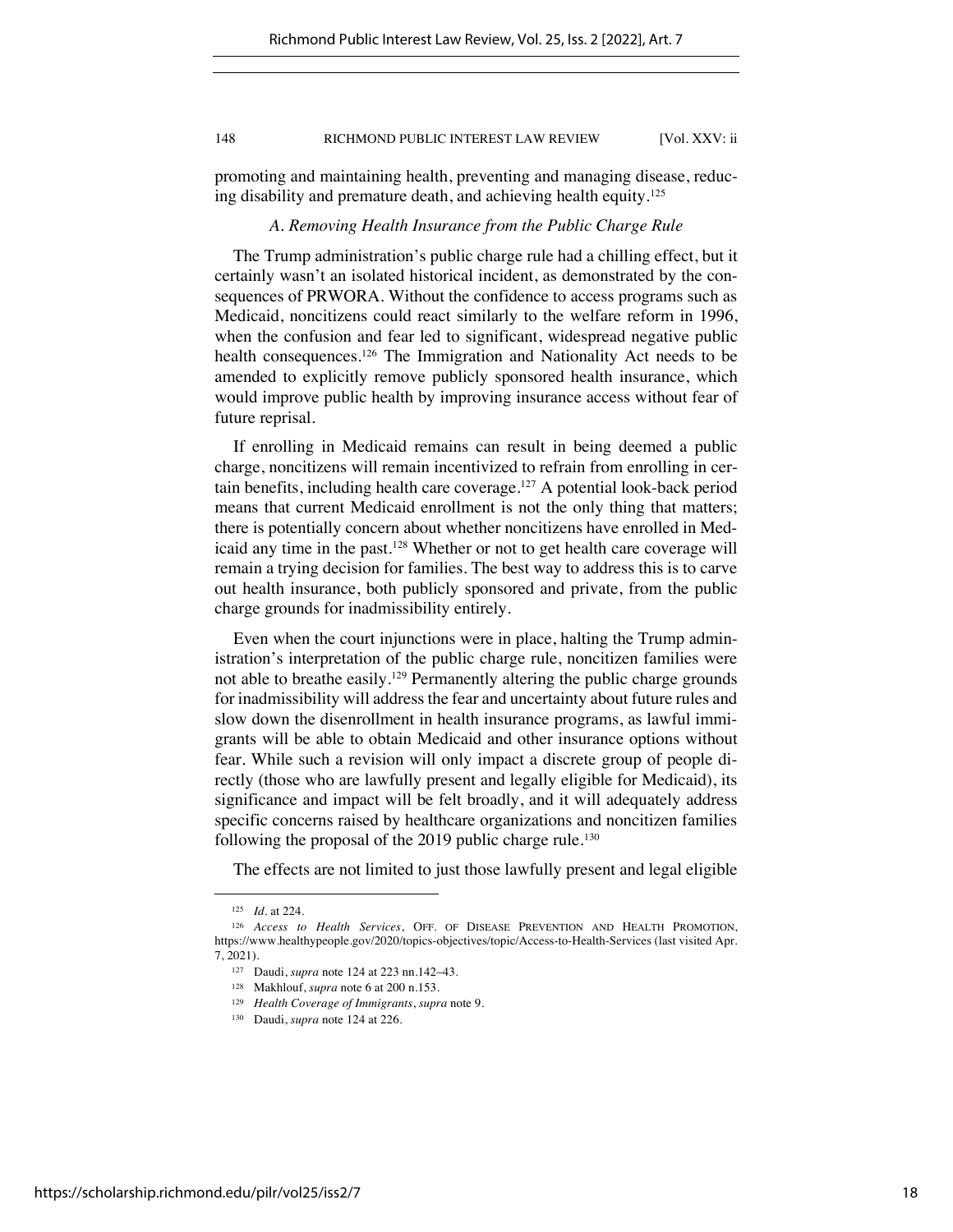promoting and maintaining health, preventing and managing disease, reducing disability and premature death, and achieving health equity.[125]

### *A. Removing Health Insurance from the Public Charge Rule*

The Trump administration's public charge rule had a chilling effect, but it certainly wasn't an isolated historical incident, as demonstrated by the consequences of PRWORA. Without the confidence to access programs such as Medicaid, noncitizens could react similarly to the welfare reform in 1996, when the confusion and fear led to significant, widespread negative public health consequences.[126] The Immigration and Nationality Act needs to be amended to explicitly remove publicly sponsored health insurance, which would improve public health by improving insurance access without fear of future reprisal.

If enrolling in Medicaid remains can result in being deemed a public charge, noncitizens will remain incentivized to refrain from enrolling in certain benefits, including health care coverage.[127] A potential look-back period means that current Medicaid enrollment is not the only thing that matters; there is potentially concern about whether noncitizens have enrolled in Medicaid any time in the past.[128] Whether or not to get health care coverage will remain a trying decision for families. The best way to address this is to carve out health insurance, both publicly sponsored and private, from the public charge grounds for inadmissibility entirely.

Even when the court injunctions were in place, halting the Trump administration's interpretation of the public charge rule, noncitizen families were not able to breathe easily.[129] Permanently altering the public charge grounds for inadmissibility will address the fear and uncertainty about future rules and slow down the disenrollment in health insurance programs, as lawful immigrants will be able to obtain Medicaid and other insurance options without fear. While such a revision will only impact a discrete group of people directly (those who are lawfully present and legally eligible for Medicaid), its significance and impact will be felt broadly, and it will adequately address specific concerns raised by healthcare organizations and noncitizen families following the proposal of the 2019 public charge rule.[130]

The effects are not limited to just those lawfully present and legal eligible

---

[125] *Id.* at 224.

[126] *Access to Health Services*, OFF. OF DISEASE PREVENTION AND HEALTH PROMOTION, https://www.healthypeople.gov/2020/topics-objectives/topic/Access-to-Health-Services (last visited Apr. 7, 2021).

[127] Daudi, *supra* note 124 at 223 nn.142–43.

[128] Makhlouf, *supra* note 6 at 200 n.153.

[129] *Health Coverage of Immigrants*, *supra* note 9.

[130] Daudi, *supra* note 124 at 226.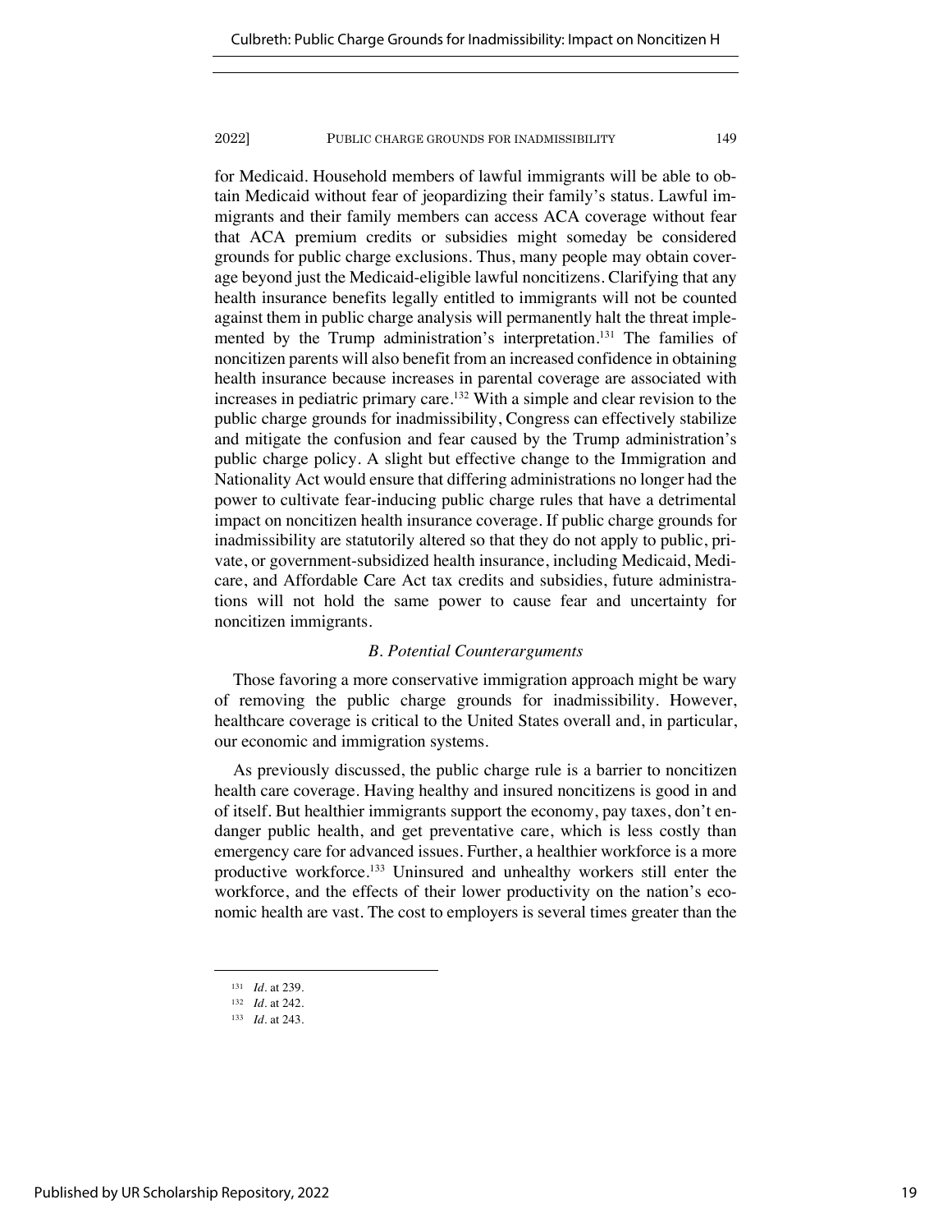for Medicaid. Household members of lawful immigrants will be able to obtain Medicaid without fear of jeopardizing their family's status. Lawful immigrants and their family members can access ACA coverage without fear that ACA premium credits or subsidies might someday be considered grounds for public charge exclusions. Thus, many people may obtain coverage beyond just the Medicaid-eligible lawful noncitizens. Clarifying that any health insurance benefits legally entitled to immigrants will not be counted against them in public charge analysis will permanently halt the threat implemented by the Trump administration's interpretation.[131] The families of noncitizen parents will also benefit from an increased confidence in obtaining health insurance because increases in parental coverage are associated with increases in pediatric primary care.[132] With a simple and clear revision to the public charge grounds for inadmissibility, Congress can effectively stabilize and mitigate the confusion and fear caused by the Trump administration's public charge policy. A slight but effective change to the Immigration and Nationality Act would ensure that differing administrations no longer had the power to cultivate fear-inducing public charge rules that have a detrimental impact on noncitizen health insurance coverage. If public charge grounds for inadmissibility are statutorily altered so that they do not apply to public, private, or government-subsidized health insurance, including Medicaid, Medicare, and Affordable Care Act tax credits and subsidies, future administrations will not hold the same power to cause fear and uncertainty for noncitizen immigrants.

### *B. Potential Counterarguments*

Those favoring a more conservative immigration approach might be wary of removing the public charge grounds for inadmissibility. However, healthcare coverage is critical to the United States overall and, in particular, our economic and immigration systems.

As previously discussed, the public charge rule is a barrier to noncitizen health care coverage. Having healthy and insured noncitizens is good in and of itself. But healthier immigrants support the economy, pay taxes, don't endanger public health, and get preventative care, which is less costly than emergency care for advanced issues. Further, a healthier workforce is a more productive workforce.[133] Uninsured and unhealthy workers still enter the workforce, and the effects of their lower productivity on the nation's economic health are vast. The cost to employers is several times greater than the

---

[131] *Id.* at 239.

[132] *Id.* at 242.

[133] *Id.* at 243.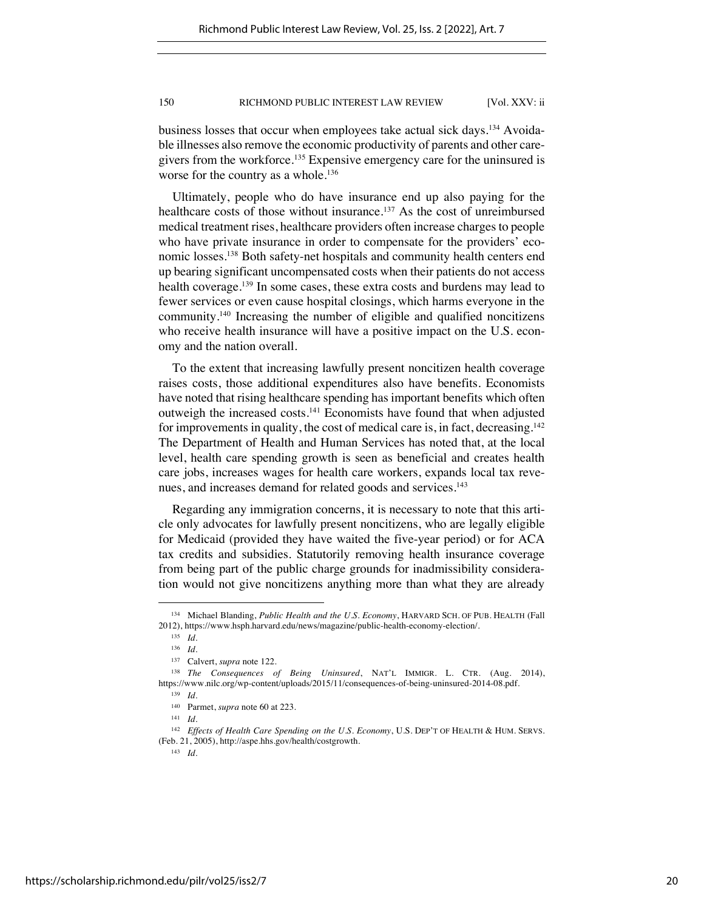business losses that occur when employees take actual sick days.[134] Avoidable illnesses also remove the economic productivity of parents and other caregivers from the workforce.[135] Expensive emergency care for the uninsured is worse for the country as a whole.[136]

Ultimately, people who do have insurance end up also paying for the healthcare costs of those without insurance.[137] As the cost of unreimbursed medical treatment rises, healthcare providers often increase charges to people who have private insurance in order to compensate for the providers' economic losses.[138] Both safety-net hospitals and community health centers end up bearing significant uncompensated costs when their patients do not access health coverage.[139] In some cases, these extra costs and burdens may lead to fewer services or even cause hospital closings, which harms everyone in the community.[140] Increasing the number of eligible and qualified noncitizens who receive health insurance will have a positive impact on the U.S. economy and the nation overall.

To the extent that increasing lawfully present noncitizen health coverage raises costs, those additional expenditures also have benefits. Economists have noted that rising healthcare spending has important benefits which often outweigh the increased costs.[141] Economists have found that when adjusted for improvements in quality, the cost of medical care is, in fact, decreasing.[142] The Department of Health and Human Services has noted that, at the local level, health care spending growth is seen as beneficial and creates health care jobs, increases wages for health care workers, expands local tax revenues, and increases demand for related goods and services.[143]

Regarding any immigration concerns, it is necessary to note that this article only advocates for lawfully present noncitizens, who are legally eligible for Medicaid (provided they have waited the five-year period) or for ACA tax credits and subsidies. Statutorily removing health insurance coverage from being part of the public charge grounds for inadmissibility consideration would not give noncitizens anything more than what they are already

---

[134] Michael Blanding, *Public Health and the U.S. Economy*, HARVARD SCH. OF PUB. HEALTH (Fall 2012), https://www.hsph.harvard.edu/news/magazine/public-health-economy-election/.

[135] *Id.*

[136] *Id.*

[137] Calvert, *supra* note 122.

[138] *The Consequences of Being Uninsured*, NAT'L IMMIGR. L. CTR. (Aug. 2014), https://www.nilc.org/wp-content/uploads/2015/11/consequences-of-being-uninsured-2014-08.pdf.

[139] *Id.*

[140] Parmet, *supra* note 60 at 223.

[141] *Id.*

[142] *Effects of Health Care Spending on the U.S. Economy*, U.S. DEP'T OF HEALTH & HUM. SERVS. (Feb. 21, 2005), http://aspe.hhs.gov/health/costgrowth.

[143] *Id.*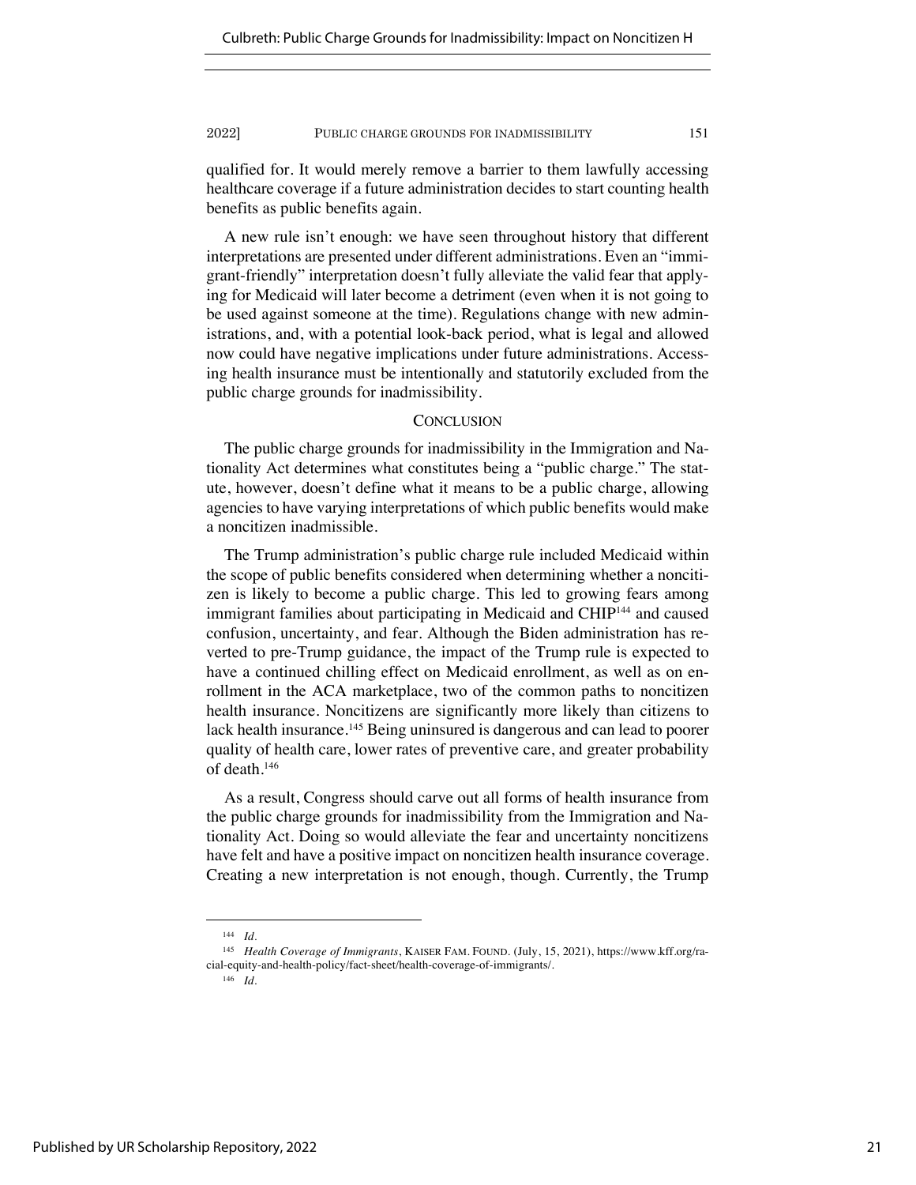qualified for. It would merely remove a barrier to them lawfully accessing healthcare coverage if a future administration decides to start counting health benefits as public benefits again.

A new rule isn't enough: we have seen throughout history that different interpretations are presented under different administrations. Even an "immigrant-friendly" interpretation doesn't fully alleviate the valid fear that applying for Medicaid will later become a detriment (even when it is not going to be used against someone at the time). Regulations change with new administrations, and, with a potential look-back period, what is legal and allowed now could have negative implications under future administrations. Accessing health insurance must be intentionally and statutorily excluded from the public charge grounds for inadmissibility.

## CONCLUSION

The public charge grounds for inadmissibility in the Immigration and Nationality Act determines what constitutes being a "public charge." The statute, however, doesn't define what it means to be a public charge, allowing agencies to have varying interpretations of which public benefits would make a noncitizen inadmissible.

The Trump administration's public charge rule included Medicaid within the scope of public benefits considered when determining whether a noncitizen is likely to become a public charge. This led to growing fears among immigrant families about participating in Medicaid and CHIP[144] and caused confusion, uncertainty, and fear. Although the Biden administration has reverted to pre-Trump guidance, the impact of the Trump rule is expected to have a continued chilling effect on Medicaid enrollment, as well as on enrollment in the ACA marketplace, two of the common paths to noncitizen health insurance. Noncitizens are significantly more likely than citizens to lack health insurance.[145] Being uninsured is dangerous and can lead to poorer quality of health care, lower rates of preventive care, and greater probability of death.[146]

As a result, Congress should carve out all forms of health insurance from the public charge grounds for inadmissibility from the Immigration and Nationality Act. Doing so would alleviate the fear and uncertainty noncitizens have felt and have a positive impact on noncitizen health insurance coverage. Creating a new interpretation is not enough, though. Currently, the Trump

---

[144] *Id.*

[145] *Health Coverage of Immigrants*, KAISER FAM. FOUND. (July, 15, 2021), https://www.kff.org/racial-equity-and-health-policy/fact-sheet/health-coverage-of-immigrants/.

[146] *Id.*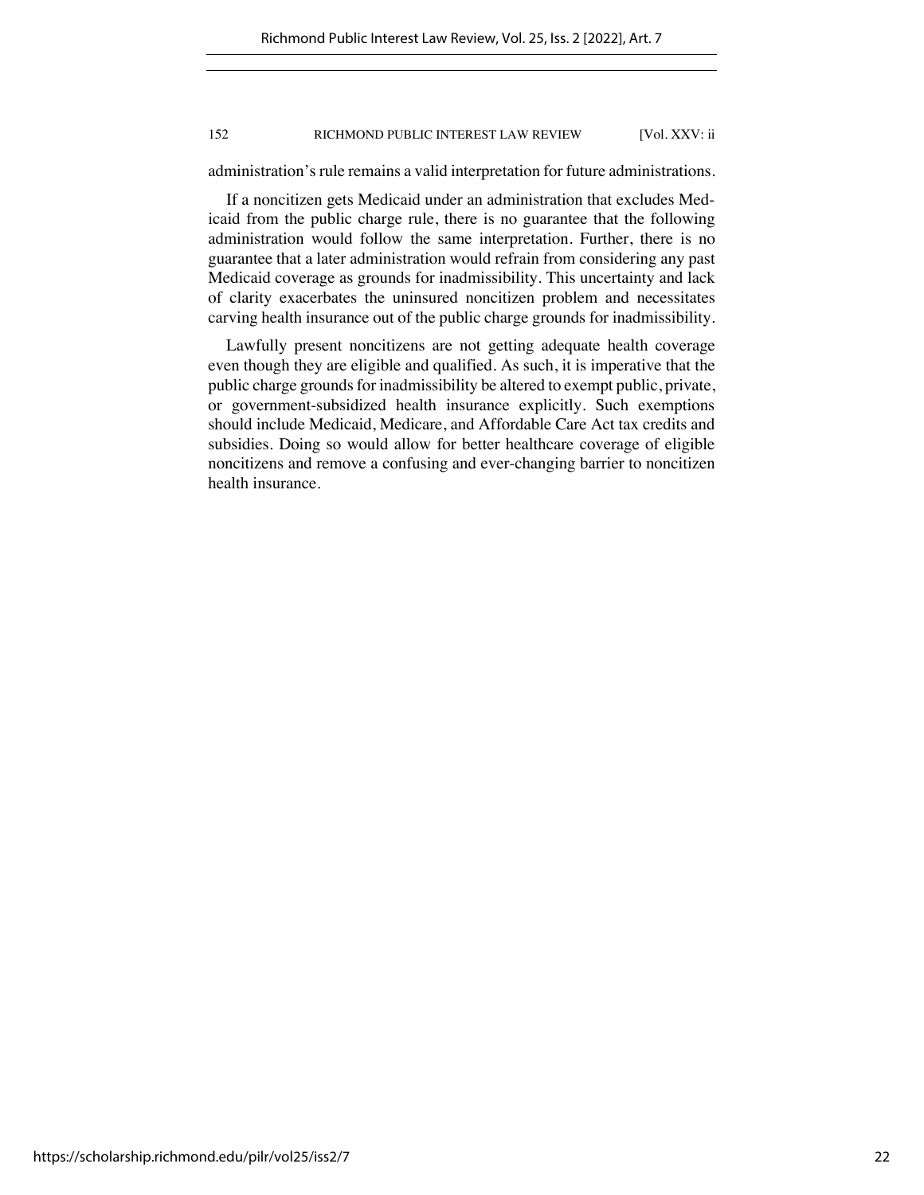administration's rule remains a valid interpretation for future administrations.

If a noncitizen gets Medicaid under an administration that excludes Medicaid from the public charge rule, there is no guarantee that the following administration would follow the same interpretation. Further, there is no guarantee that a later administration would refrain from considering any past Medicaid coverage as grounds for inadmissibility. This uncertainty and lack of clarity exacerbates the uninsured noncitizen problem and necessitates carving health insurance out of the public charge grounds for inadmissibility.

Lawfully present noncitizens are not getting adequate health coverage even though they are eligible and qualified. As such, it is imperative that the public charge grounds for inadmissibility be altered to exempt public, private, or government-subsidized health insurance explicitly. Such exemptions should include Medicaid, Medicare, and Affordable Care Act tax credits and subsidies. Doing so would allow for better healthcare coverage of eligible noncitizens and remove a confusing and ever-changing barrier to noncitizen health insurance.